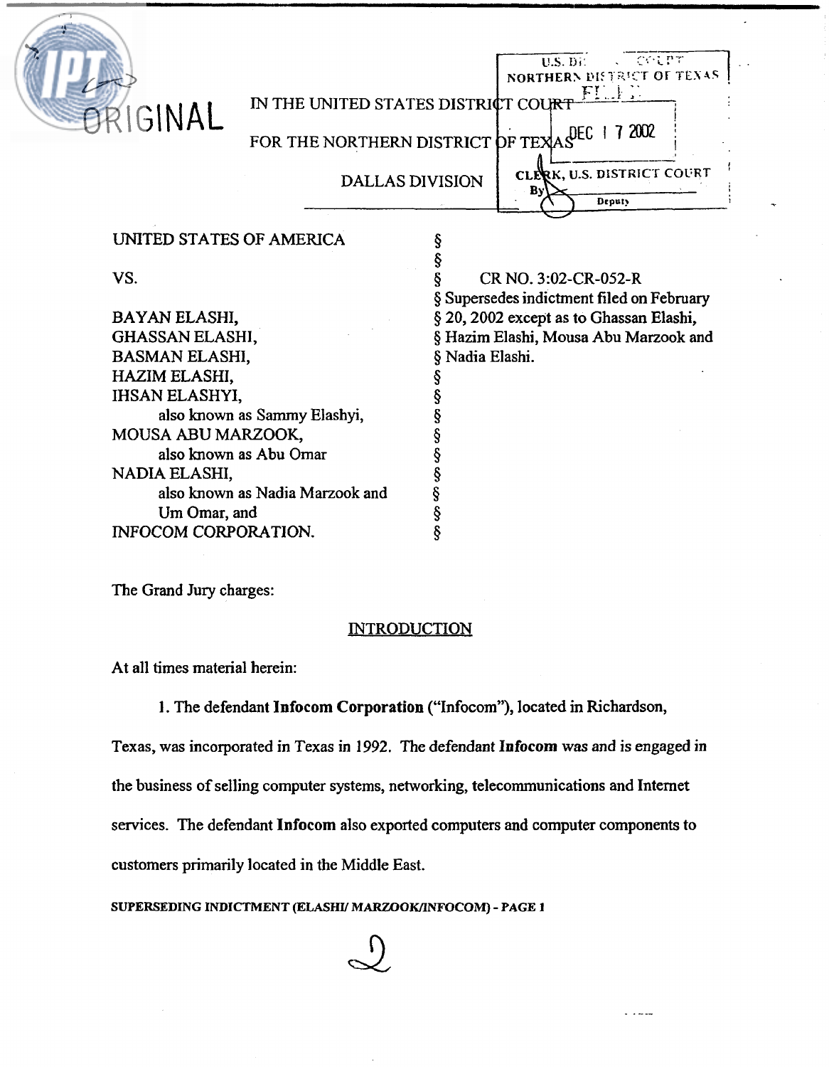ORIGINAL

U.S. DISTRICT COURT
NORTHERN DISTRICT OF TEXAS
FILED
DEC 17 2002
CLERK, U.S. DISTRICT COURT
By ______ Deputy

IN THE UNITED STATES DISTRICT COURT

FOR THE NORTHERN DISTRICT OF TEXAS

DALLAS DIVISION

UNITED STATES OF AMERICA §
§
VS. § CR NO. 3:02-CR-052-R
§ Supersedes indictment filed on February
BAYAN ELASHI, § 20, 2002 except as to Ghassan Elashi,
GHASSAN ELASHI, § Hazim Elashi, Mousa Abu Marzook and
BASMAN ELASHI, § Nadia Elashi.
HAZIM ELASHI, §
IHSAN ELASHYI, §
also known as Sammy Elashyi, §
MOUSA ABU MARZOOK, §
also known as Abu Omar §
NADIA ELASHI, §
also known as Nadia Marzook and §
Um Omar, and §
INFOCOM CORPORATION. §

The Grand Jury charges:

INTRODUCTION

At all times material herein:

1. The defendant **Infocom Corporation** ("Infocom"), located in Richardson, Texas, was incorporated in Texas in 1992. The defendant **Infocom** was and is engaged in the business of selling computer systems, networking, telecommunications and Internet services. The defendant **Infocom** also exported computers and computer components to customers primarily located in the Middle East.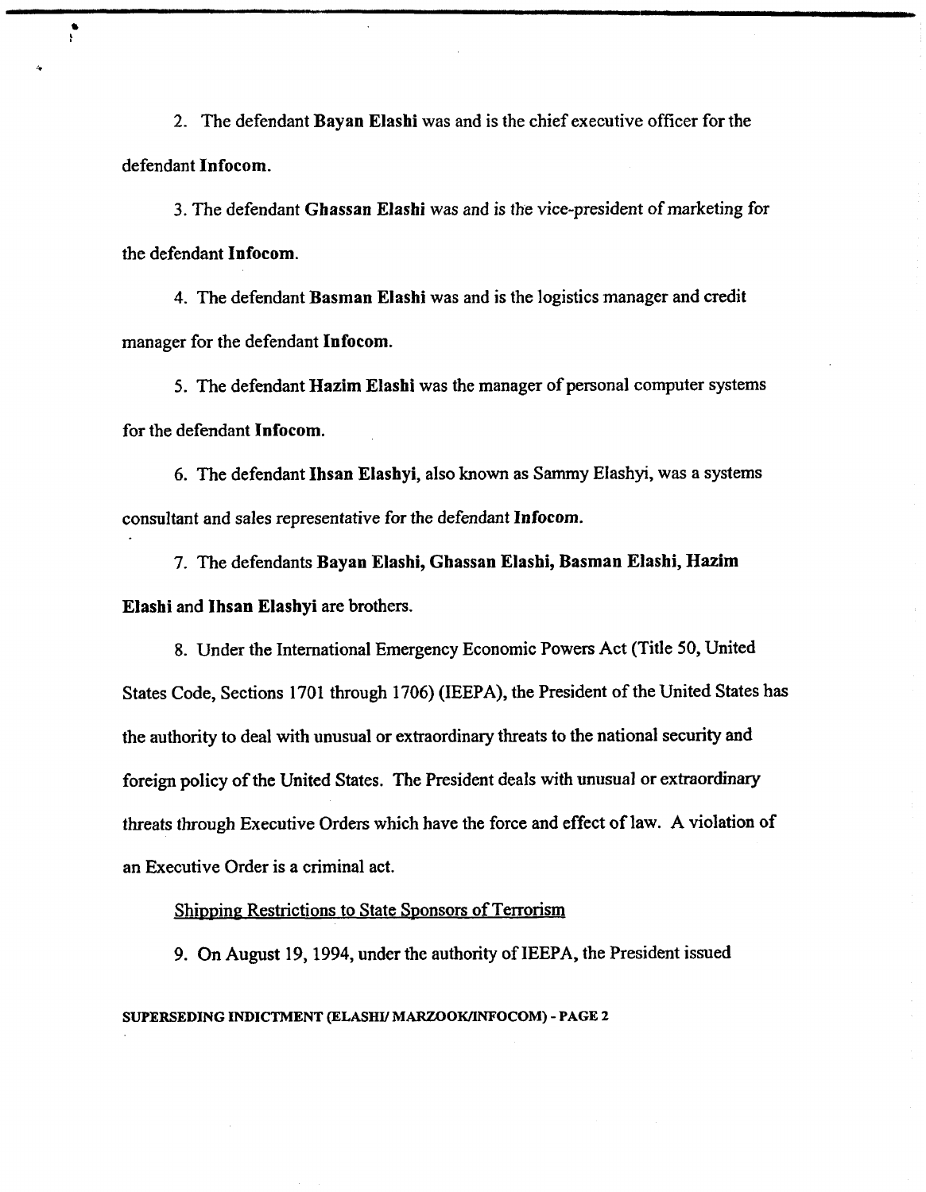2. The defendant **Bayan Elashi** was and is the chief executive officer for the defendant **Infocom.**

3. The defendant **Ghassan Elashi** was and is the vice-president of marketing for the defendant **Infocom.**

4. The defendant **Basman Elashi** was and is the logistics manager and credit manager for the defendant **Infocom.**

5. The defendant **Hazim Elashi** was the manager of personal computer systems for the defendant **Infocom.**

6. The defendant **Ihsan Elashyi,** also known as Sammy Elashyi, was a systems consultant and sales representative for the defendant **Infocom.**

7. The defendants **Bayan Elashi, Ghassan Elashi, Basman Elashi, Hazim Elashi** and **Ihsan Elashyi** are brothers.

8. Under the International Emergency Economic Powers Act (Title 50, United States Code, Sections 1701 through 1706) (IEEPA), the President of the United States has the authority to deal with unusual or extraordinary threats to the national security and foreign policy of the United States. The President deals with unusual or extraordinary threats through Executive Orders which have the force and effect of law. A violation of an Executive Order is a criminal act.

Shipping Restrictions to State Sponsors of Terrorism

9. On August 19, 1994, under the authority of IEEPA, the President issued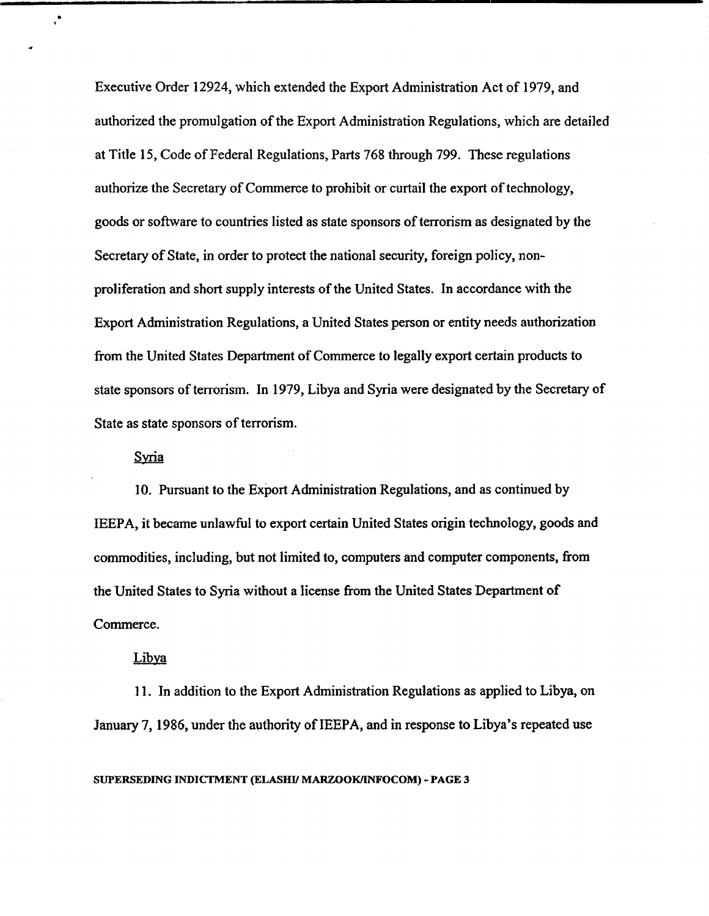Executive Order 12924, which extended the Export Administration Act of 1979, and authorized the promulgation of the Export Administration Regulations, which are detailed at Title 15, Code of Federal Regulations, Parts 768 through 799. These regulations authorize the Secretary of Commerce to prohibit or curtail the export of technology, goods or software to countries listed as state sponsors of terrorism as designated by the Secretary of State, in order to protect the national security, foreign policy, non-proliferation and short supply interests of the United States. In accordance with the Export Administration Regulations, a United States person or entity needs authorization from the United States Department of Commerce to legally export certain products to state sponsors of terrorism. In 1979, Libya and Syria were designated by the Secretary of State as state sponsors of terrorism.

<u>Syria</u>

10. Pursuant to the Export Administration Regulations, and as continued by IEEPA, it became unlawful to export certain United States origin technology, goods and commodities, including, but not limited to, computers and computer components, from the United States to Syria without a license from the United States Department of Commerce.

<u>Libya</u>

11. In addition to the Export Administration Regulations as applied to Libya, on January 7, 1986, under the authority of IEEPA, and in response to Libya's repeated use

SUPERSEDING INDICTMENT (ELASHI/ MARZOOK/INFOCOM) - PAGE 3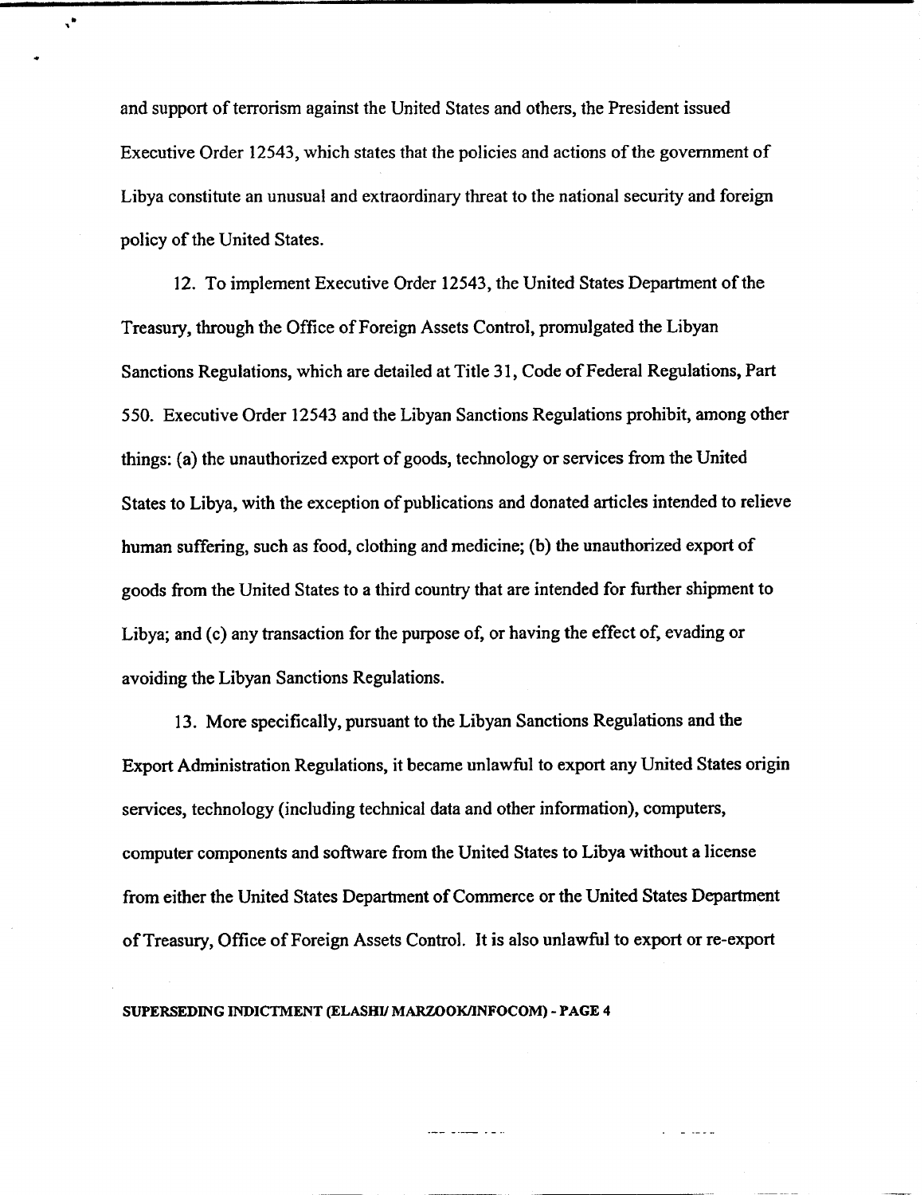and support of terrorism against the United States and others, the President issued Executive Order 12543, which states that the policies and actions of the government of Libya constitute an unusual and extraordinary threat to the national security and foreign policy of the United States.

12. To implement Executive Order 12543, the United States Department of the Treasury, through the Office of Foreign Assets Control, promulgated the Libyan Sanctions Regulations, which are detailed at Title 31, Code of Federal Regulations, Part 550. Executive Order 12543 and the Libyan Sanctions Regulations prohibit, among other things: (a) the unauthorized export of goods, technology or services from the United States to Libya, with the exception of publications and donated articles intended to relieve human suffering, such as food, clothing and medicine; (b) the unauthorized export of goods from the United States to a third country that are intended for further shipment to Libya; and (c) any transaction for the purpose of, or having the effect of, evading or avoiding the Libyan Sanctions Regulations.

13. More specifically, pursuant to the Libyan Sanctions Regulations and the Export Administration Regulations, it became unlawful to export any United States origin services, technology (including technical data and other information), computers, computer components and software from the United States to Libya without a license from either the United States Department of Commerce or the United States Department of Treasury, Office of Foreign Assets Control. It is also unlawful to export or re-export

SUPERSEDING INDICTMENT (ELASHI/ MARZOOK/INFOCOM) - PAGE 4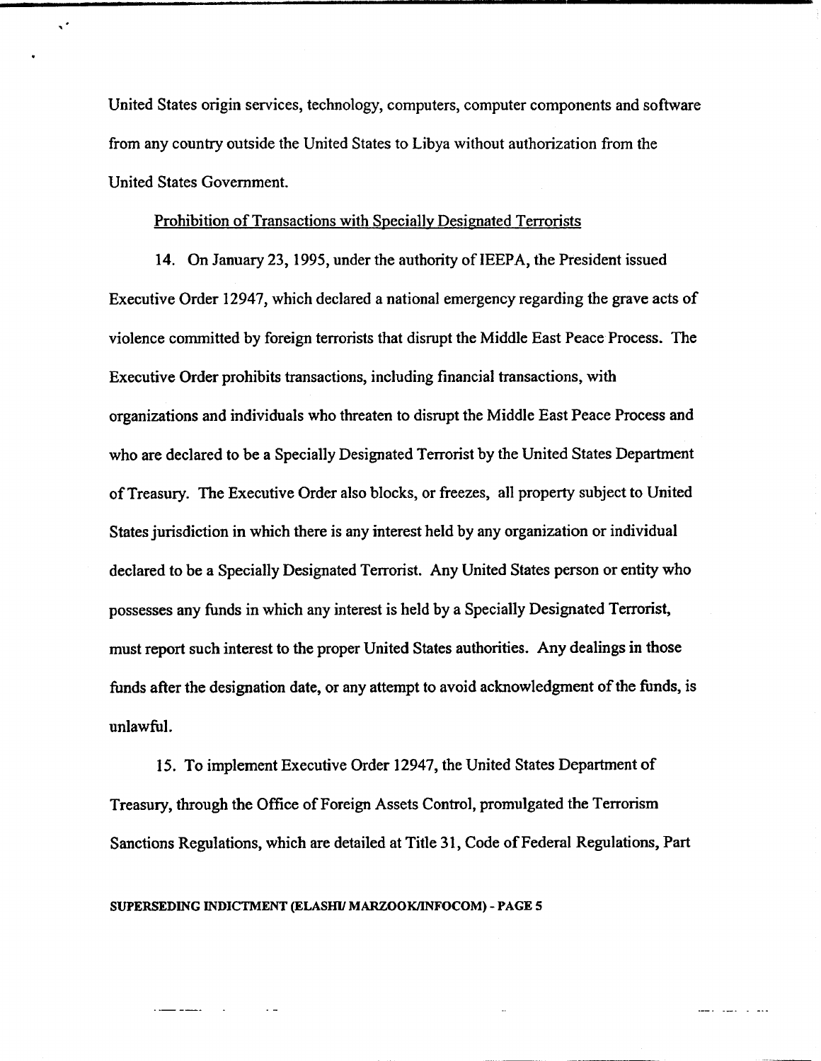United States origin services, technology, computers, computer components and software from any country outside the United States to Libya without authorization from the United States Government.

Prohibition of Transactions with Specially Designated Terrorists

14. On January 23, 1995, under the authority of IEEPA, the President issued Executive Order 12947, which declared a national emergency regarding the grave acts of violence committed by foreign terrorists that disrupt the Middle East Peace Process. The Executive Order prohibits transactions, including financial transactions, with organizations and individuals who threaten to disrupt the Middle East Peace Process and who are declared to be a Specially Designated Terrorist by the United States Department of Treasury. The Executive Order also blocks, or freezes, all property subject to United States jurisdiction in which there is any interest held by any organization or individual declared to be a Specially Designated Terrorist. Any United States person or entity who possesses any funds in which any interest is held by a Specially Designated Terrorist, must report such interest to the proper United States authorities. Any dealings in those funds after the designation date, or any attempt to avoid acknowledgment of the funds, is unlawful.

15. To implement Executive Order 12947, the United States Department of Treasury, through the Office of Foreign Assets Control, promulgated the Terrorism Sanctions Regulations, which are detailed at Title 31, Code of Federal Regulations, Part

SUPERSEDING INDICTMENT (ELASHI/ MARZOOK/INFOCOM) - PAGE 5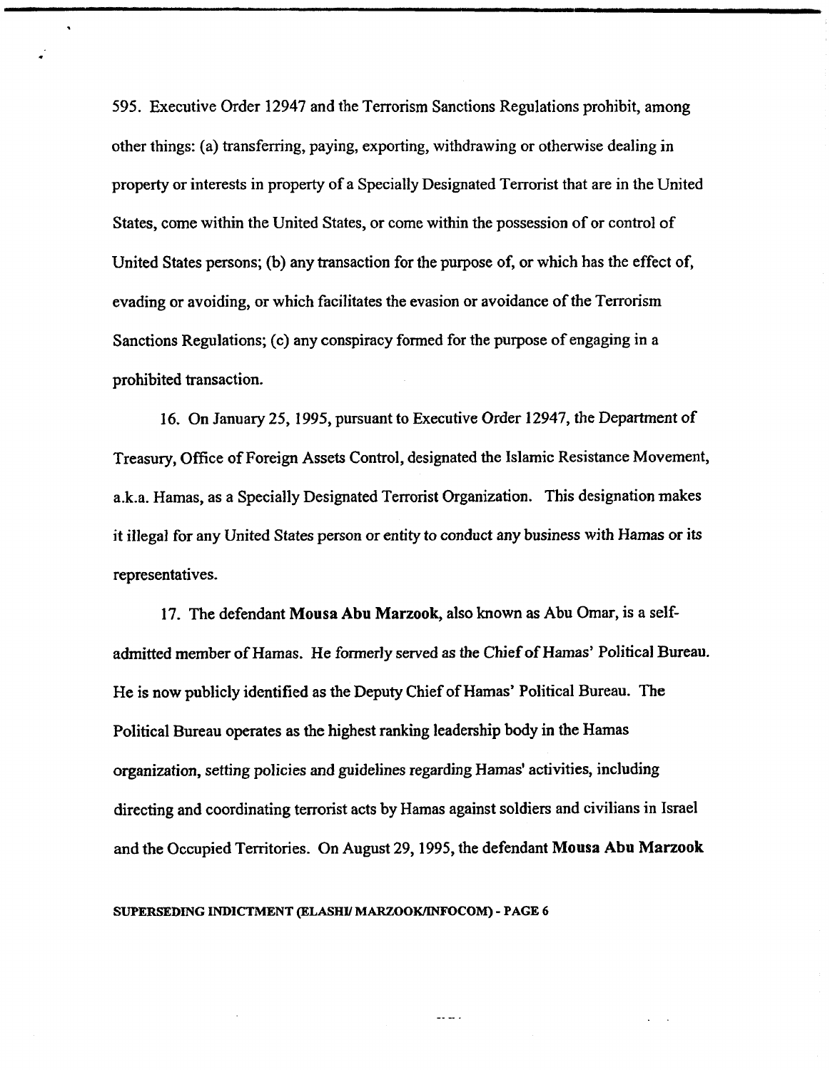595. Executive Order 12947 and the Terrorism Sanctions Regulations prohibit, among other things: (a) transferring, paying, exporting, withdrawing or otherwise dealing in property or interests in property of a Specially Designated Terrorist that are in the United States, come within the United States, or come within the possession of or control of United States persons; (b) any transaction for the purpose of, or which has the effect of, evading or avoiding, or which facilitates the evasion or avoidance of the Terrorism Sanctions Regulations; (c) any conspiracy formed for the purpose of engaging in a prohibited transaction.

16. On January 25, 1995, pursuant to Executive Order 12947, the Department of Treasury, Office of Foreign Assets Control, designated the Islamic Resistance Movement, a.k.a. Hamas, as a Specially Designated Terrorist Organization. This designation makes it illegal for any United States person or entity to conduct any business with Hamas or its representatives.

17. The defendant **Mousa Abu Marzook**, also known as Abu Omar, is a self-admitted member of Hamas. He formerly served as the Chief of Hamas' Political Bureau. He is now publicly identified as the Deputy Chief of Hamas' Political Bureau. The Political Bureau operates as the highest ranking leadership body in the Hamas organization, setting policies and guidelines regarding Hamas' activities, including directing and coordinating terrorist acts by Hamas against soldiers and civilians in Israel and the Occupied Territories. On August 29, 1995, the defendant **Mousa Abu Marzook**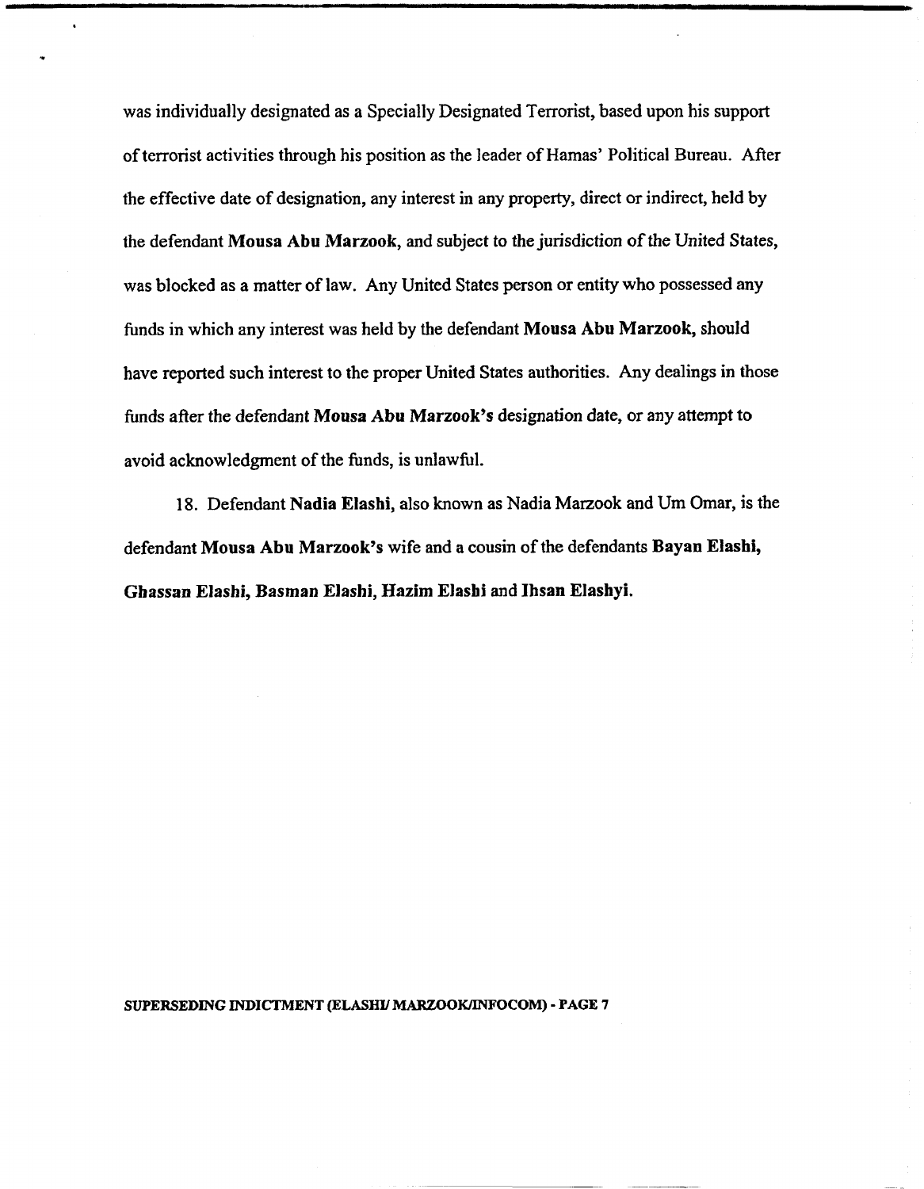was individually designated as a Specially Designated Terrorist, based upon his support of terrorist activities through his position as the leader of Hamas' Political Bureau. After the effective date of designation, any interest in any property, direct or indirect, held by the defendant **Mousa Abu Marzook**, and subject to the jurisdiction of the United States, was blocked as a matter of law. Any United States person or entity who possessed any funds in which any interest was held by the defendant **Mousa Abu Marzook,** should have reported such interest to the proper United States authorities. Any dealings in those funds after the defendant **Mousa Abu Marzook's** designation date, or any attempt to avoid acknowledgment of the funds, is unlawful.

18. Defendant **Nadia Elashi**, also known as Nadia Marzook and Um Omar, is the defendant **Mousa Abu Marzook's** wife and a cousin of the defendants **Bayan Elashi, Ghassan Elashi, Basman Elashi, Hazim Elashi** and **Ihsan Elashyi.**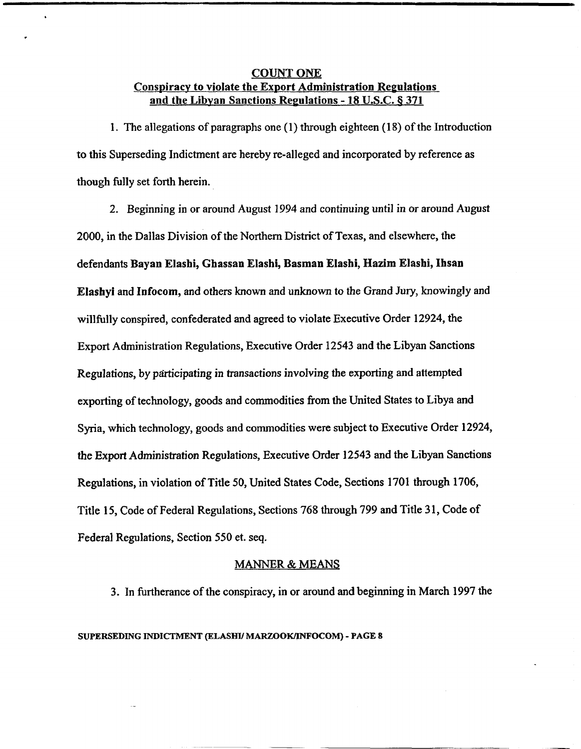## COUNT ONE
## Conspiracy to violate the Export Administration Regulations and the Libyan Sanctions Regulations - 18 U.S.C. § 371

1. The allegations of paragraphs one (1) through eighteen (18) of the Introduction to this Superseding Indictment are hereby re-alleged and incorporated by reference as though fully set forth herein.

2. Beginning in or around August 1994 and continuing until in or around August 2000, in the Dallas Division of the Northern District of Texas, and elsewhere, the defendants **Bayan Elashi, Ghassan Elashi, Basman Elashi, Hazim Elashi, Ihsan Elashyi** and **Infocom,** and others known and unknown to the Grand Jury, knowingly and willfully conspired, confederated and agreed to violate Executive Order 12924, the Export Administration Regulations, Executive Order 12543 and the Libyan Sanctions Regulations, by participating in transactions involving the exporting and attempted exporting of technology, goods and commodities from the United States to Libya and Syria, which technology, goods and commodities were subject to Executive Order 12924, the Export Administration Regulations, Executive Order 12543 and the Libyan Sanctions Regulations, in violation of Title 50, United States Code, Sections 1701 through 1706, Title 15, Code of Federal Regulations, Sections 768 through 799 and Title 31, Code of Federal Regulations, Section 550 et. seq.

### MANNER & MEANS

3. In furtherance of the conspiracy, in or around and beginning in March 1997 the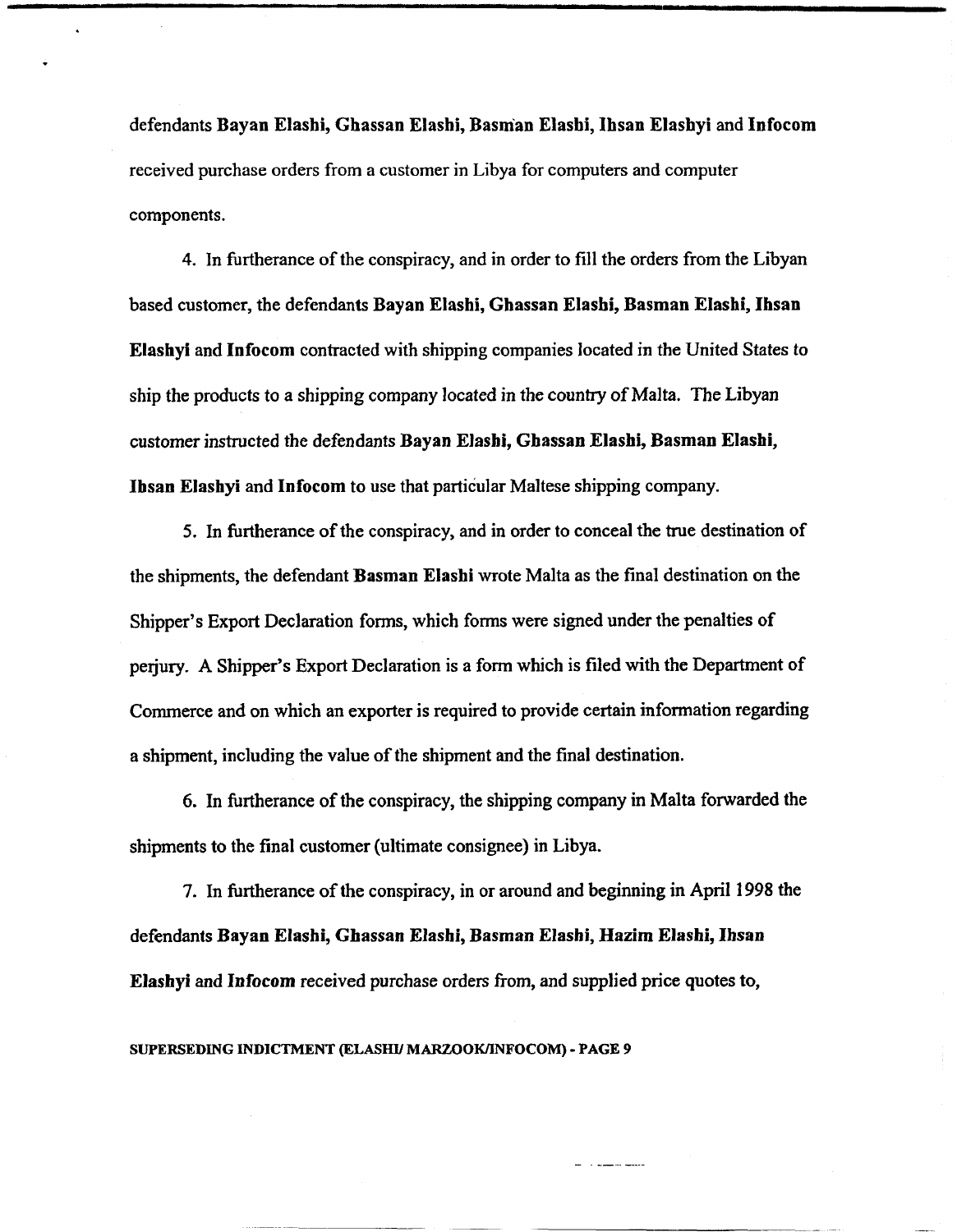defendants **Bayan Elashi, Ghassan Elashi, Basman Elashi, Ihsan Elashyi** and **Infocom** received purchase orders from a customer in Libya for computers and computer components.

4. In furtherance of the conspiracy, and in order to fill the orders from the Libyan based customer, the defendants **Bayan Elashi, Ghassan Elashi, Basman Elashi, Ihsan Elashyi** and **Infocom** contracted with shipping companies located in the United States to ship the products to a shipping company located in the country of Malta. The Libyan customer instructed the defendants **Bayan Elashi, Ghassan Elashi, Basman Elashi, Ihsan Elashyi** and **Infocom** to use that particular Maltese shipping company.

5. In furtherance of the conspiracy, and in order to conceal the true destination of the shipments, the defendant **Basman Elashi** wrote Malta as the final destination on the Shipper's Export Declaration forms, which forms were signed under the penalties of perjury. A Shipper's Export Declaration is a form which is filed with the Department of Commerce and on which an exporter is required to provide certain information regarding a shipment, including the value of the shipment and the final destination.

6. In furtherance of the conspiracy, the shipping company in Malta forwarded the shipments to the final customer (ultimate consignee) in Libya.

7. In furtherance of the conspiracy, in or around and beginning in April 1998 the defendants **Bayan Elashi, Ghassan Elashi, Basman Elashi, Hazim Elashi, Ihsan Elashyi** and **Infocom** received purchase orders from, and supplied price quotes to,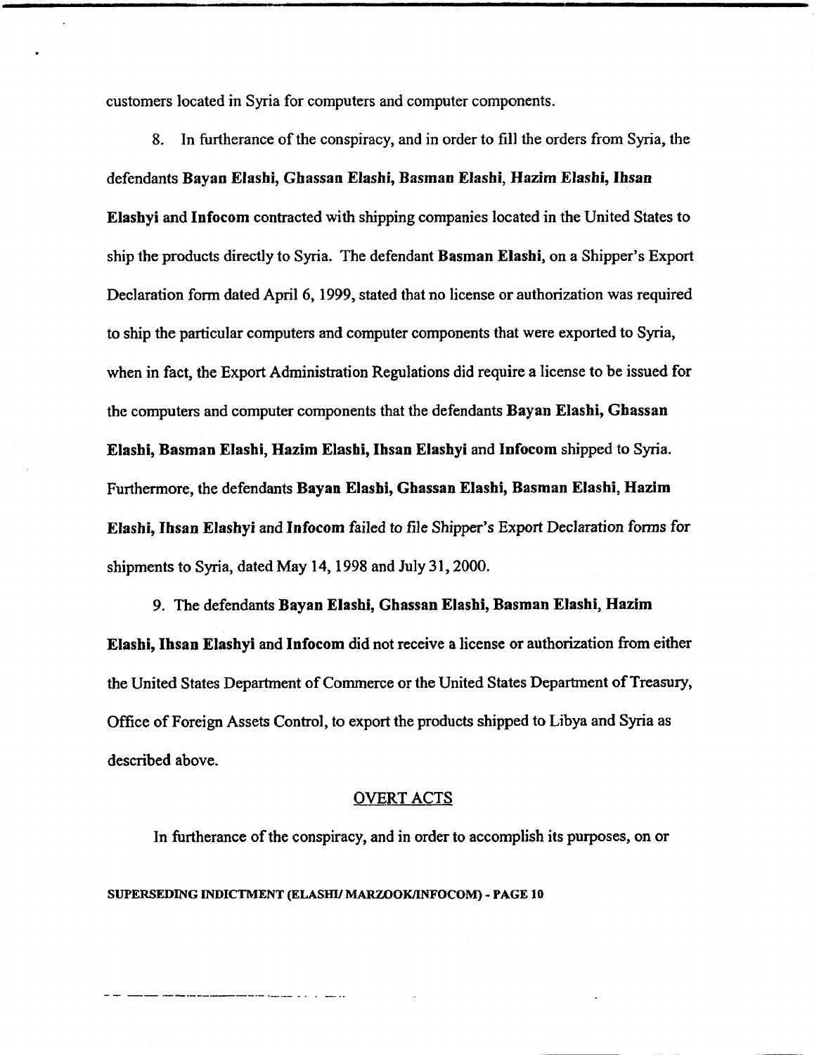customers located in Syria for computers and computer components.

8. In furtherance of the conspiracy, and in order to fill the orders from Syria, the defendants **Bayan Elashi, Ghassan Elashi, Basman Elashi, Hazim Elashi, Ihsan Elashyi** and **Infocom** contracted with shipping companies located in the United States to ship the products directly to Syria. The defendant **Basman Elashi**, on a Shipper's Export Declaration form dated April 6, 1999, stated that no license or authorization was required to ship the particular computers and computer components that were exported to Syria, when in fact, the Export Administration Regulations did require a license to be issued for the computers and computer components that the defendants **Bayan Elashi, Ghassan Elashi, Basman Elashi, Hazim Elashi, Ihsan Elashyi** and **Infocom** shipped to Syria. Furthermore, the defendants **Bayan Elashi, Ghassan Elashi, Basman Elashi, Hazim Elashi, Ihsan Elashyi** and **Infocom** failed to file Shipper's Export Declaration forms for shipments to Syria, dated May 14, 1998 and July 31, 2000.

9. The defendants **Bayan Elashi, Ghassan Elashi, Basman Elashi, Hazim Elashi, Ihsan Elashyi** and **Infocom** did not receive a license or authorization from either the United States Department of Commerce or the United States Department of Treasury, Office of Foreign Assets Control, to export the products shipped to Libya and Syria as described above.

## OVERT ACTS

In furtherance of the conspiracy, and in order to accomplish its purposes, on or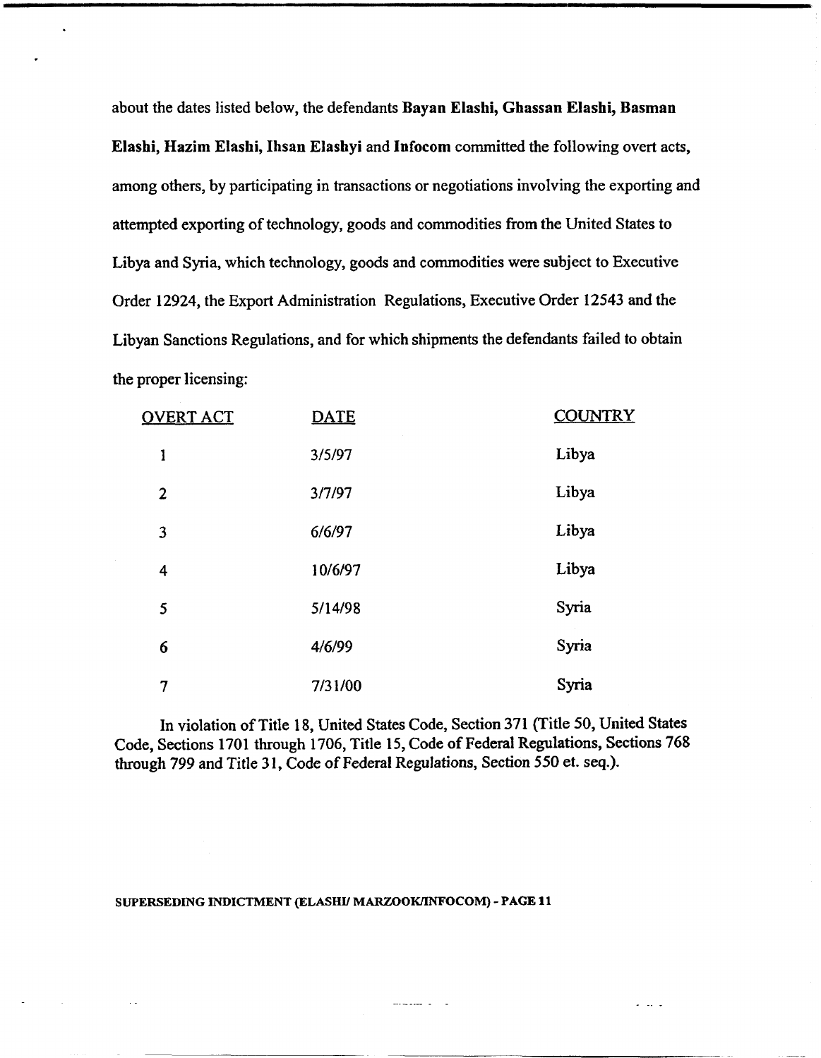about the dates listed below, the defendants **Bayan Elashi, Ghassan Elashi, Basman Elashi, Hazim Elashi, Ihsan Elashyi** and **Infocom** committed the following overt acts, among others, by participating in transactions or negotiations involving the exporting and attempted exporting of technology, goods and commodities from the United States to Libya and Syria, which technology, goods and commodities were subject to Executive Order 12924, the Export Administration Regulations, Executive Order 12543 and the Libyan Sanctions Regulations, and for which shipments the defendants failed to obtain the proper licensing:

| OVERT ACT | DATE | COUNTRY |
|---|---|---|
| 1 | 3/5/97 | Libya |
| 2 | 3/7/97 | Libya |
| 3 | 6/6/97 | Libya |
| 4 | 10/6/97 | Libya |
| 5 | 5/14/98 | Syria |
| 6 | 4/6/99 | Syria |
| 7 | 7/31/00 | Syria |

In violation of Title 18, United States Code, Section 371 (Title 50, United States Code, Sections 1701 through 1706, Title 15, Code of Federal Regulations, Sections 768 through 799 and Title 31, Code of Federal Regulations, Section 550 et. seq.).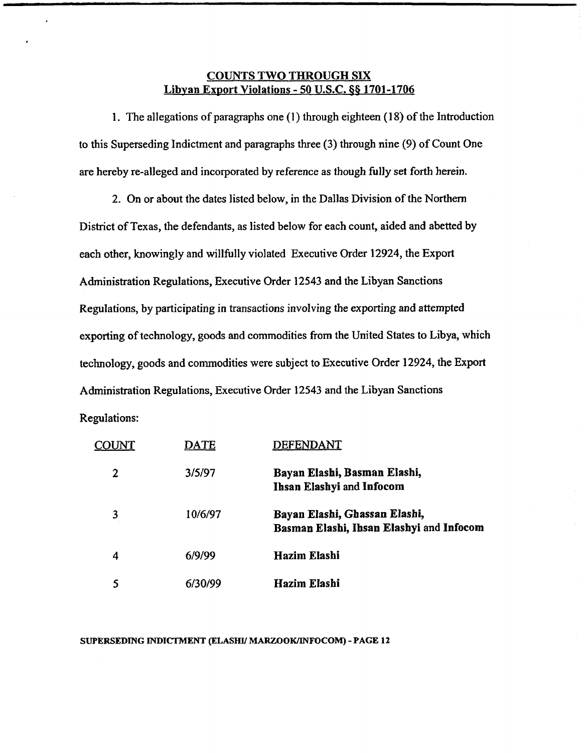## COUNTS TWO THROUGH SIX
## Libyan Export Violations - 50 U.S.C. §§ 1701-1706

1. The allegations of paragraphs one (1) through eighteen (18) of the Introduction to this Superseding Indictment and paragraphs three (3) through nine (9) of Count One are hereby re-alleged and incorporated by reference as though fully set forth herein.

2. On or about the dates listed below, in the Dallas Division of the Northern District of Texas, the defendants, as listed below for each count, aided and abetted by each other, knowingly and willfully violated Executive Order 12924, the Export Administration Regulations, Executive Order 12543 and the Libyan Sanctions Regulations, by participating in transactions involving the exporting and attempted exporting of technology, goods and commodities from the United States to Libya, which technology, goods and commodities were subject to Executive Order 12924, the Export Administration Regulations, Executive Order 12543 and the Libyan Sanctions Regulations:

| COUNT | DATE | DEFENDANT |
|---|---|---|
| 2 | 3/5/97 | **Bayan Elashi, Basman Elashi, Ihsan Elashyi** and **Infocom** |
| 3 | 10/6/97 | **Bayan Elashi, Ghassan Elashi, Basman Elashi, Ihsan Elashyi** and **Infocom** |
| 4 | 6/9/99 | **Hazim Elashi** |
| 5 | 6/30/99 | **Hazim Elashi** |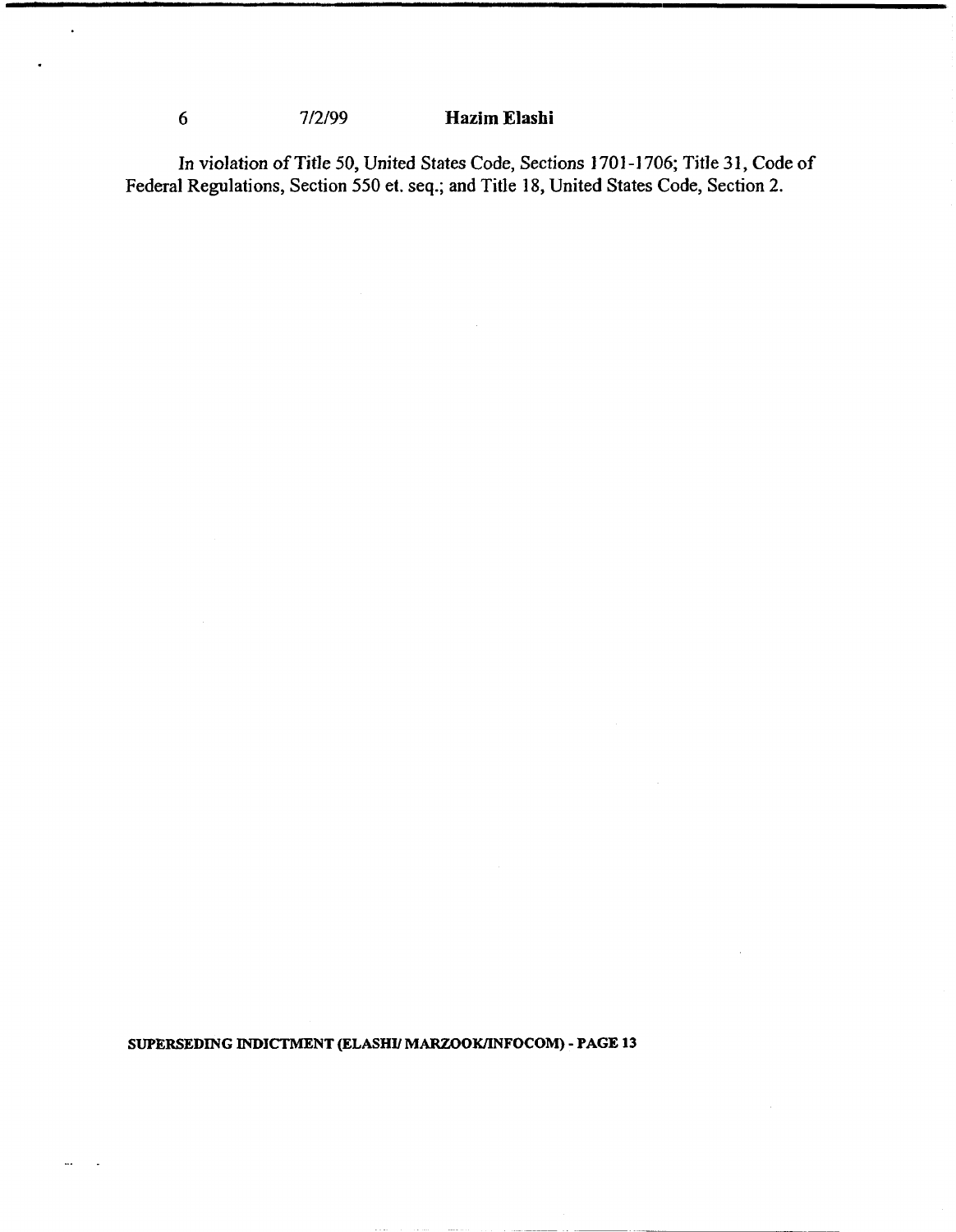| 6 | 7/2/99 | **Hazim Elashi** |
|---|---|---|

In violation of Title 50, United States Code, Sections 1701-1706; Title 31, Code of Federal Regulations, Section 550 et. seq.; and Title 18, United States Code, Section 2.

**SUPERSEDING INDICTMENT (ELASHI/ MARZOOK/INFOCOM) - PAGE 13**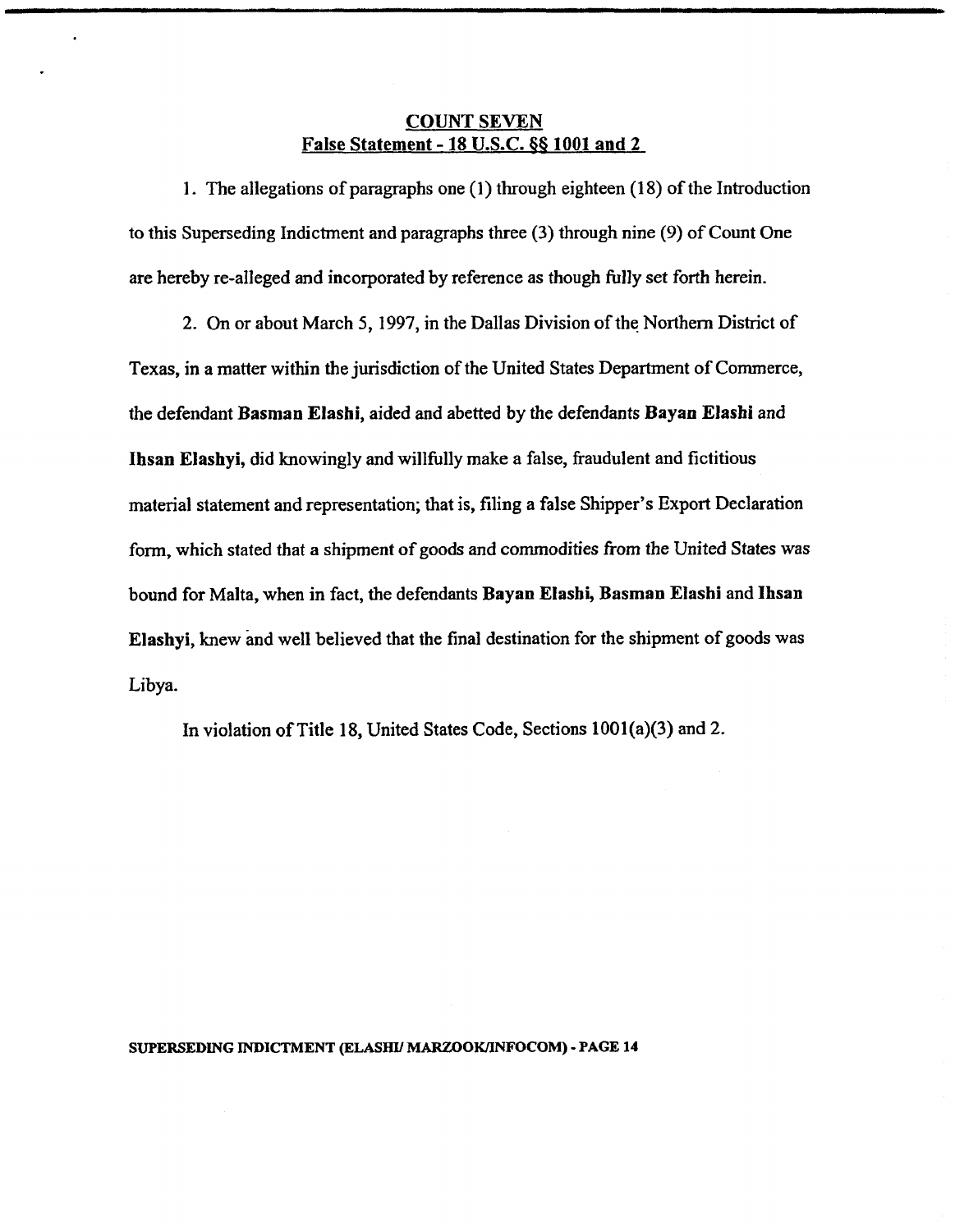## COUNT SEVEN
## False Statement - 18 U.S.C. §§ 1001 and 2

1. The allegations of paragraphs one (1) through eighteen (18) of the Introduction to this Superseding Indictment and paragraphs three (3) through nine (9) of Count One are hereby re-alleged and incorporated by reference as though fully set forth herein.

2. On or about March 5, 1997, in the Dallas Division of the Northern District of Texas, in a matter within the jurisdiction of the United States Department of Commerce, the defendant **Basman Elashi**, aided and abetted by the defendants **Bayan Elashi** and **Ihsan Elashyi**, did knowingly and willfully make a false, fraudulent and fictitious material statement and representation; that is, filing a false Shipper's Export Declaration form, which stated that a shipment of goods and commodities from the United States was bound for Malta, when in fact, the defendants **Bayan Elashi, Basman Elashi** and **Ihsan Elashyi**, knew and well believed that the final destination for the shipment of goods was Libya.

In violation of Title 18, United States Code, Sections 1001(a)(3) and 2.

SUPERSEDING INDICTMENT (ELASHI/ MARZOOK/INFOCOM) - PAGE 14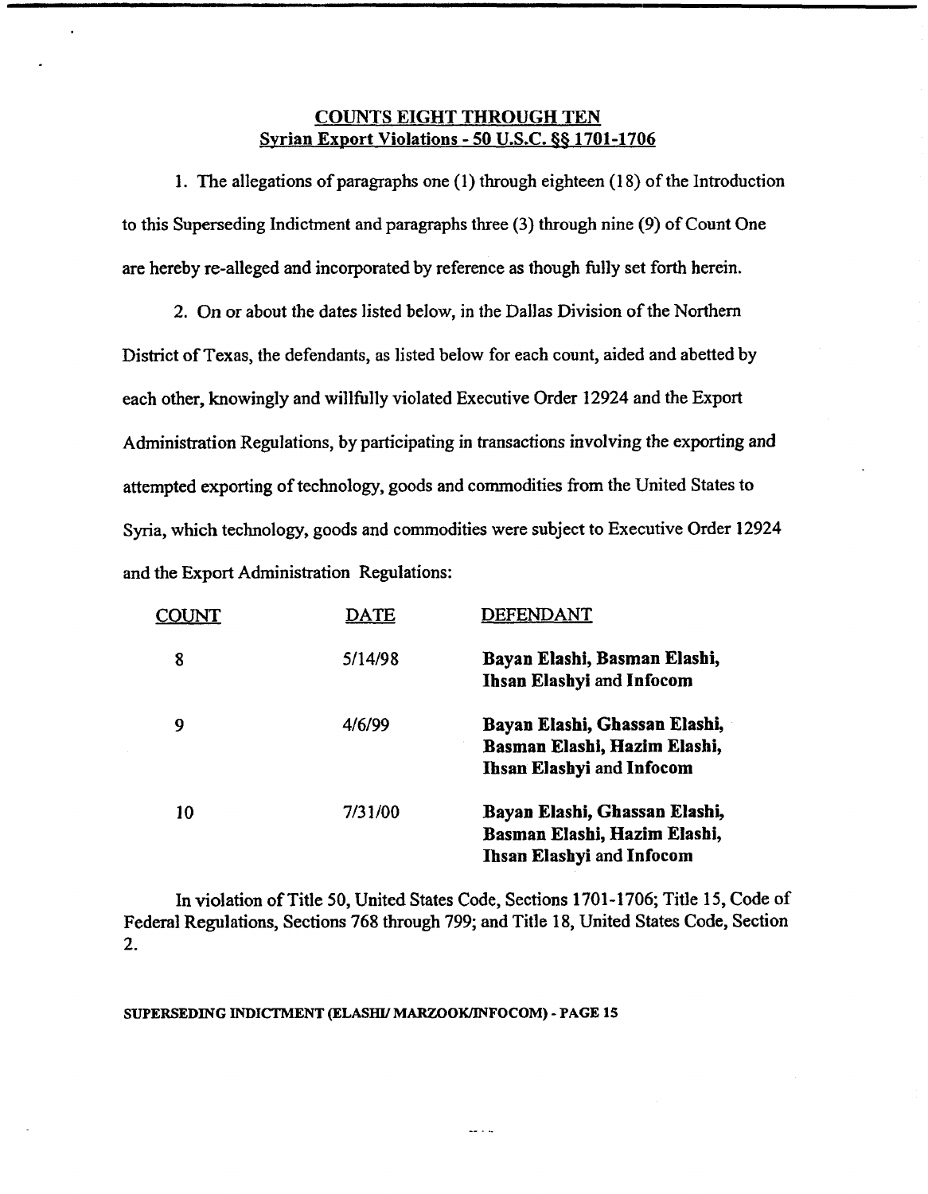## COUNTS EIGHT THROUGH TEN
## Syrian Export Violations - 50 U.S.C. §§ 1701-1706

1. The allegations of paragraphs one (1) through eighteen (18) of the Introduction to this Superseding Indictment and paragraphs three (3) through nine (9) of Count One are hereby re-alleged and incorporated by reference as though fully set forth herein.

2. On or about the dates listed below, in the Dallas Division of the Northern District of Texas, the defendants, as listed below for each count, aided and abetted by each other, knowingly and willfully violated Executive Order 12924 and the Export Administration Regulations, by participating in transactions involving the exporting and attempted exporting of technology, goods and commodities from the United States to Syria, which technology, goods and commodities were subject to Executive Order 12924 and the Export Administration Regulations:

| COUNT | DATE | DEFENDANT |
|---|---|---|
| 8 | 5/14/98 | **Bayan Elashi, Basman Elashi, Ihsan Elashyi** and **Infocom** |
| 9 | 4/6/99 | **Bayan Elashi, Ghassan Elashi, Basman Elashi, Hazim Elashi, Ihsan Elashyi** and **Infocom** |
| 10 | 7/31/00 | **Bayan Elashi, Ghassan Elashi, Basman Elashi, Hazim Elashi, Ihsan Elashyi** and **Infocom** |

In violation of Title 50, United States Code, Sections 1701-1706; Title 15, Code of Federal Regulations, Sections 768 through 799; and Title 18, United States Code, Section 2.

**SUPERSEDING INDICTMENT (ELASHI/ MARZOOK/INFOCOM) - PAGE 15**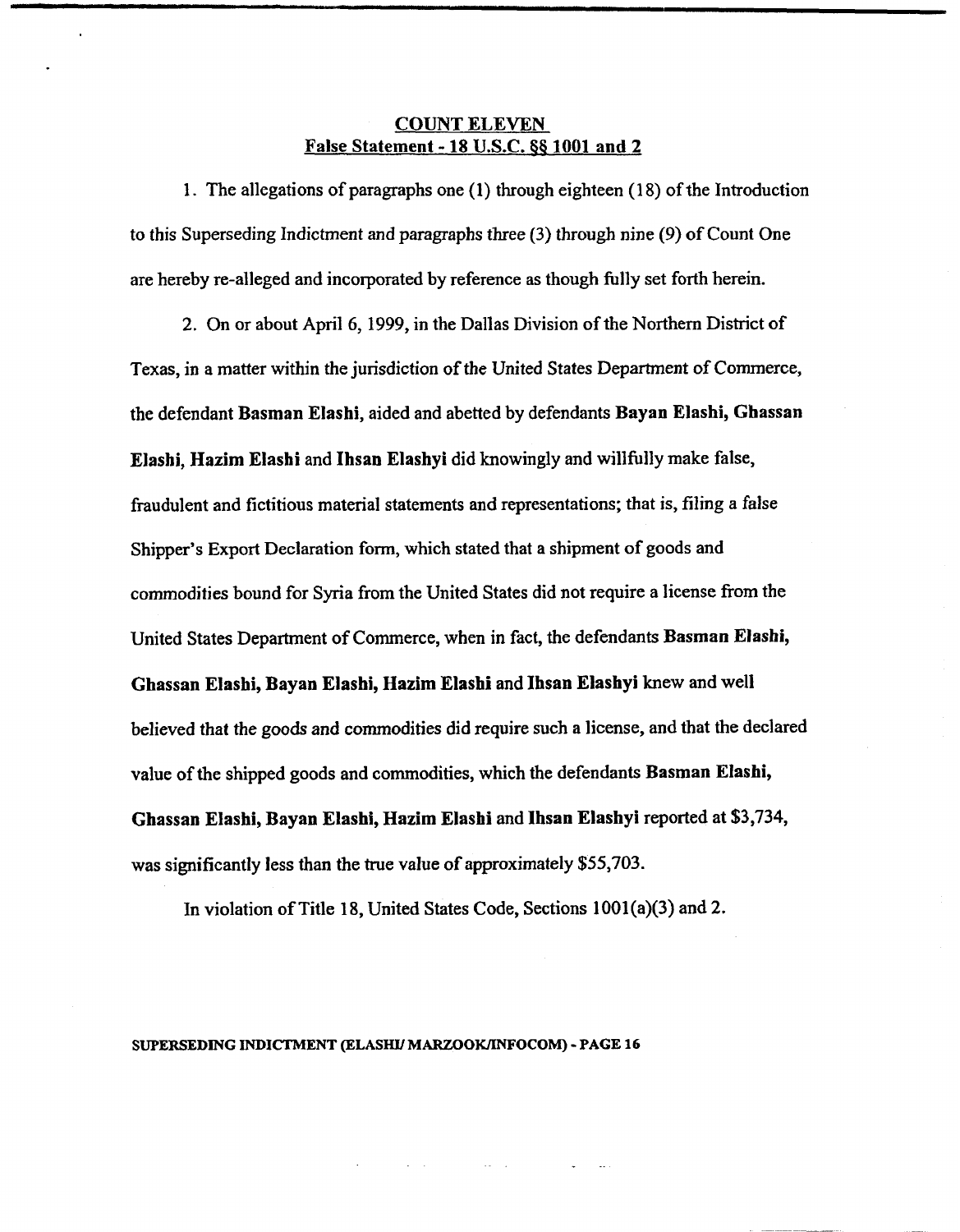**COUNT ELEVEN**
**False Statement - 18 U.S.C. §§ 1001 and 2**

1. The allegations of paragraphs one (1) through eighteen (18) of the Introduction to this Superseding Indictment and paragraphs three (3) through nine (9) of Count One are hereby re-alleged and incorporated by reference as though fully set forth herein.

2. On or about April 6, 1999, in the Dallas Division of the Northern District of Texas, in a matter within the jurisdiction of the United States Department of Commerce, the defendant **Basman Elashi**, aided and abetted by defendants **Bayan Elashi, Ghassan Elashi, Hazim Elashi** and **Ihsan Elashyi** did knowingly and willfully make false, fraudulent and fictitious material statements and representations; that is, filing a false Shipper's Export Declaration form, which stated that a shipment of goods and commodities bound for Syria from the United States did not require a license from the United States Department of Commerce, when in fact, the defendants **Basman Elashi, Ghassan Elashi, Bayan Elashi, Hazim Elashi** and **Ihsan Elashyi** knew and well believed that the goods and commodities did require such a license, and that the declared value of the shipped goods and commodities, which the defendants **Basman Elashi, Ghassan Elashi, Bayan Elashi, Hazim Elashi** and **Ihsan Elashyi** reported at $3,734, was significantly less than the true value of approximately $55,703.

In violation of Title 18, United States Code, Sections 1001(a)(3) and 2.

**SUPERSEDING INDICTMENT (ELASHI/ MARZOOK/INFOCOM) - PAGE 16**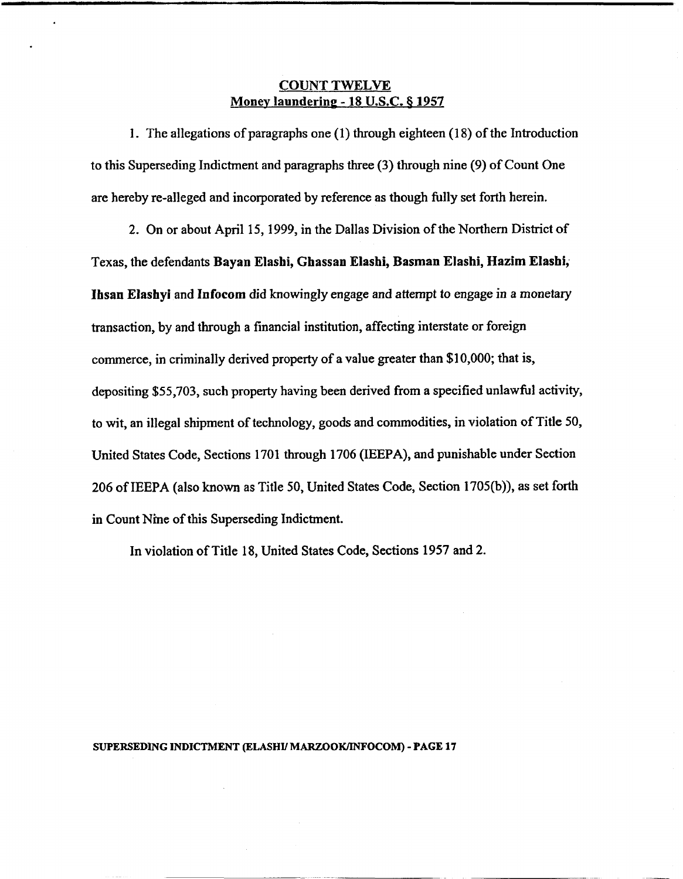## COUNT TWELVE
## Money laundering - 18 U.S.C. § 1957

1. The allegations of paragraphs one (1) through eighteen (18) of the Introduction to this Superseding Indictment and paragraphs three (3) through nine (9) of Count One are hereby re-alleged and incorporated by reference as though fully set forth herein.

2. On or about April 15, 1999, in the Dallas Division of the Northern District of Texas, the defendants **Bayan Elashi, Ghassan Elashi, Basman Elashi, Hazim Elashi, Ihsan Elashyi** and **Infocom** did knowingly engage and attempt to engage in a monetary transaction, by and through a financial institution, affecting interstate or foreign commerce, in criminally derived property of a value greater than $10,000; that is, depositing $55,703, such property having been derived from a specified unlawful activity, to wit, an illegal shipment of technology, goods and commodities, in violation of Title 50, United States Code, Sections 1701 through 1706 (IEEPA), and punishable under Section 206 of IEEPA (also known as Title 50, United States Code, Section 1705(b)), as set forth in Count Nine of this Superseding Indictment.

In violation of Title 18, United States Code, Sections 1957 and 2.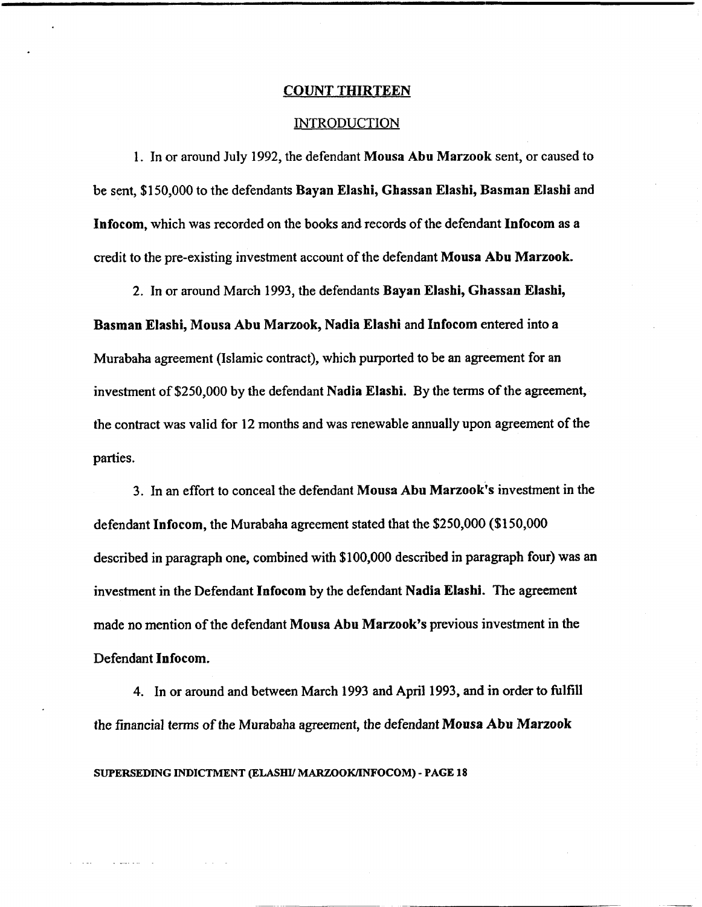## COUNT THIRTEEN

### INTRODUCTION

1. In or around July 1992, the defendant **Mousa Abu Marzook** sent, or caused to be sent, $150,000 to the defendants **Bayan Elashi, Ghassan Elashi, Basman Elashi** and **Infocom**, which was recorded on the books and records of the defendant **Infocom** as a credit to the pre-existing investment account of the defendant **Mousa Abu Marzook.**

2. In or around March 1993, the defendants **Bayan Elashi, Ghassan Elashi, Basman Elashi, Mousa Abu Marzook, Nadia Elashi** and **Infocom** entered into a Murabaha agreement (Islamic contract), which purported to be an agreement for an investment of $250,000 by the defendant **Nadia Elashi.** By the terms of the agreement, the contract was valid for 12 months and was renewable annually upon agreement of the parties.

3. In an effort to conceal the defendant **Mousa Abu Marzook's** investment in the defendant **Infocom,** the Murabaha agreement stated that the $250,000 ($150,000 described in paragraph one, combined with $100,000 described in paragraph four) was an investment in the Defendant **Infocom** by the defendant **Nadia Elashi.** The agreement made no mention of the defendant **Mousa Abu Marzook's** previous investment in the Defendant **Infocom.**

4. In or around and between March 1993 and April 1993, and in order to fulfill the financial terms of the Murabaha agreement, the defendant **Mousa Abu Marzook**

SUPERSEDING INDICTMENT (ELASHI/ MARZOOK/INFOCOM) - PAGE 18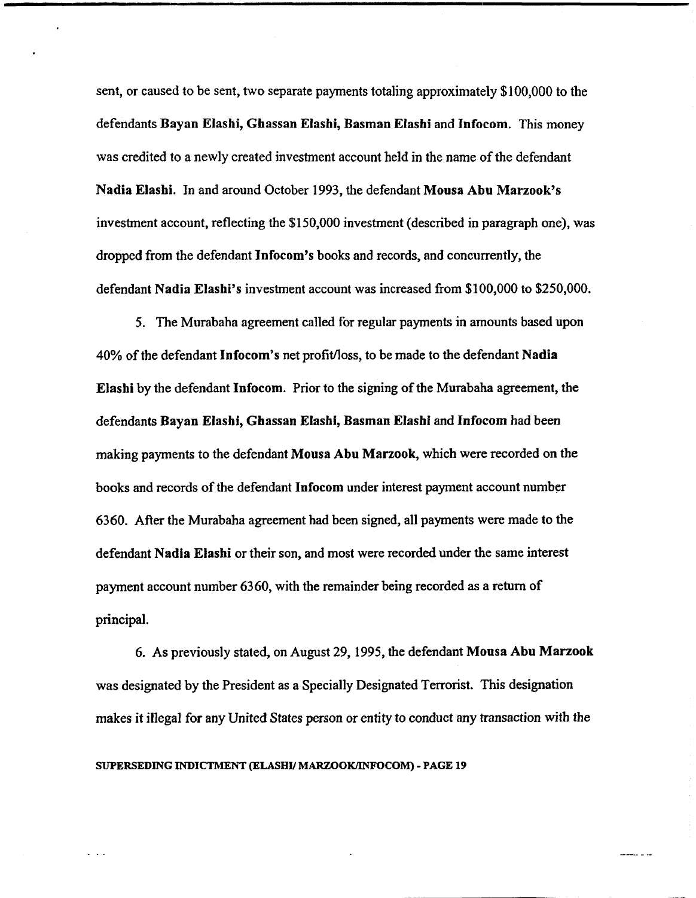sent, or caused to be sent, two separate payments totaling approximately $100,000 to the defendants **Bayan Elashi, Ghassan Elashi, Basman Elashi** and **Infocom**. This money was credited to a newly created investment account held in the name of the defendant **Nadia Elashi**. In and around October 1993, the defendant **Mousa Abu Marzook's** investment account, reflecting the $150,000 investment (described in paragraph one), was dropped from the defendant **Infocom's** books and records, and concurrently, the defendant **Nadia Elashi's** investment account was increased from $100,000 to $250,000.

5. The Murabaha agreement called for regular payments in amounts based upon 40% of the defendant **Infocom's** net profit/loss, to be made to the defendant **Nadia Elashi** by the defendant **Infocom**. Prior to the signing of the Murabaha agreement, the defendants **Bayan Elashi, Ghassan Elashi, Basman Elashi** and **Infocom** had been making payments to the defendant **Mousa Abu Marzook**, which were recorded on the books and records of the defendant **Infocom** under interest payment account number 6360. After the Murabaha agreement had been signed, all payments were made to the defendant **Nadia Elashi** or their son, and most were recorded under the same interest payment account number 6360, with the remainder being recorded as a return of principal.

6. As previously stated, on August 29, 1995, the defendant **Mousa Abu Marzook** was designated by the President as a Specially Designated Terrorist. This designation makes it illegal for any United States person or entity to conduct any transaction with the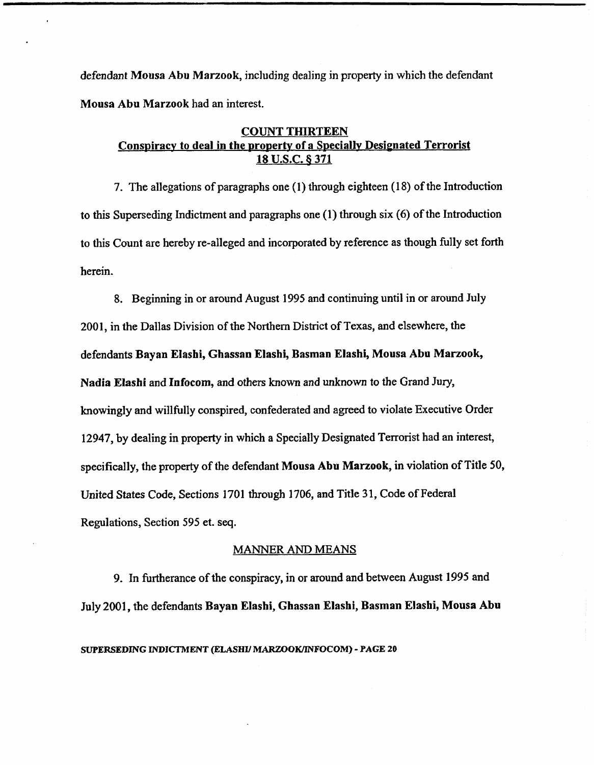defendant **Mousa Abu Marzook**, including dealing in property in which the defendant **Mousa Abu Marzook** had an interest.

## COUNT THIRTEEN
## Conspiracy to deal in the property of a Specially Designated Terrorist
## 18 U.S.C. § 371

7. The allegations of paragraphs one (1) through eighteen (18) of the Introduction to this Superseding Indictment and paragraphs one (1) through six (6) of the Introduction to this Count are hereby re-alleged and incorporated by reference as though fully set forth herein.

8. Beginning in or around August 1995 and continuing until in or around July 2001, in the Dallas Division of the Northern District of Texas, and elsewhere, the defendants **Bayan Elashi, Ghassan Elashi, Basman Elashi, Mousa Abu Marzook, Nadia Elashi** and **Infocom**, and others known and unknown to the Grand Jury, knowingly and willfully conspired, confederated and agreed to violate Executive Order 12947, by dealing in property in which a Specially Designated Terrorist had an interest, specifically, the property of the defendant **Mousa Abu Marzook**, in violation of Title 50, United States Code, Sections 1701 through 1706, and Title 31, Code of Federal Regulations, Section 595 et. seq.

### MANNER AND MEANS

9. In furtherance of the conspiracy, in or around and between August 1995 and July 2001, the defendants **Bayan Elashi, Ghassan Elashi, Basman Elashi, Mousa Abu**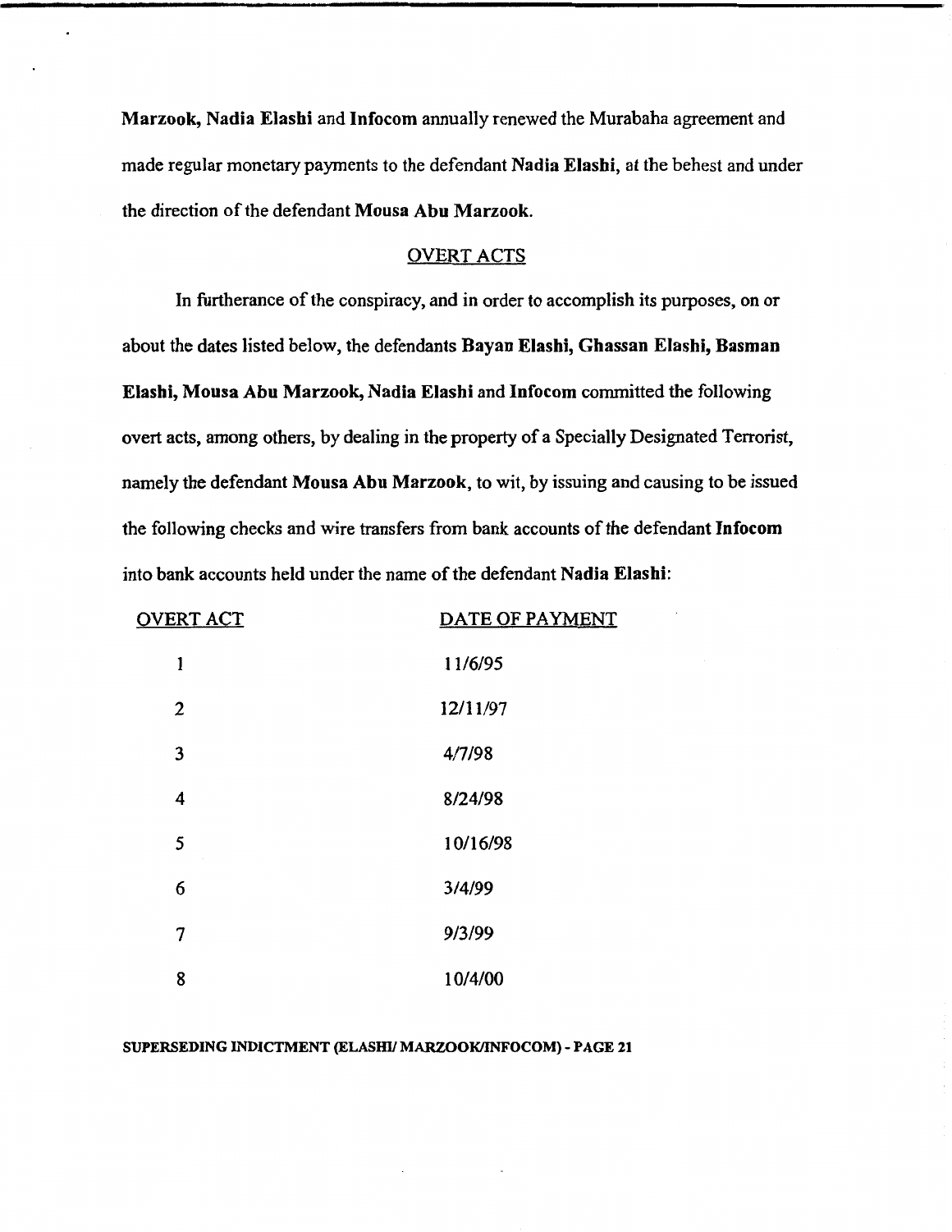**Marzook, Nadia Elashi** and **Infocom** annually renewed the Murabaha agreement and made regular monetary payments to the defendant **Nadia Elashi**, at the behest and under the direction of the defendant **Mousa Abu Marzook**.

## OVERT ACTS

In furtherance of the conspiracy, and in order to accomplish its purposes, on or about the dates listed below, the defendants **Bayan Elashi, Ghassan Elashi, Basman Elashi, Mousa Abu Marzook, Nadia Elashi** and **Infocom** committed the following overt acts, among others, by dealing in the property of a Specially Designated Terrorist, namely the defendant **Mousa Abu Marzook**, to wit, by issuing and causing to be issued the following checks and wire transfers from bank accounts of the defendant **Infocom** into bank accounts held under the name of the defendant **Nadia Elashi**:

| OVERT ACT | DATE OF PAYMENT |
|---|---|
| 1 | 11/6/95 |
| 2 | 12/11/97 |
| 3 | 4/7/98 |
| 4 | 8/24/98 |
| 5 | 10/16/98 |
| 6 | 3/4/99 |
| 7 | 9/3/99 |
| 8 | 10/4/00 |

**SUPERSEDING INDICTMENT (ELASHI/ MARZOOK/INFOCOM) - PAGE 21**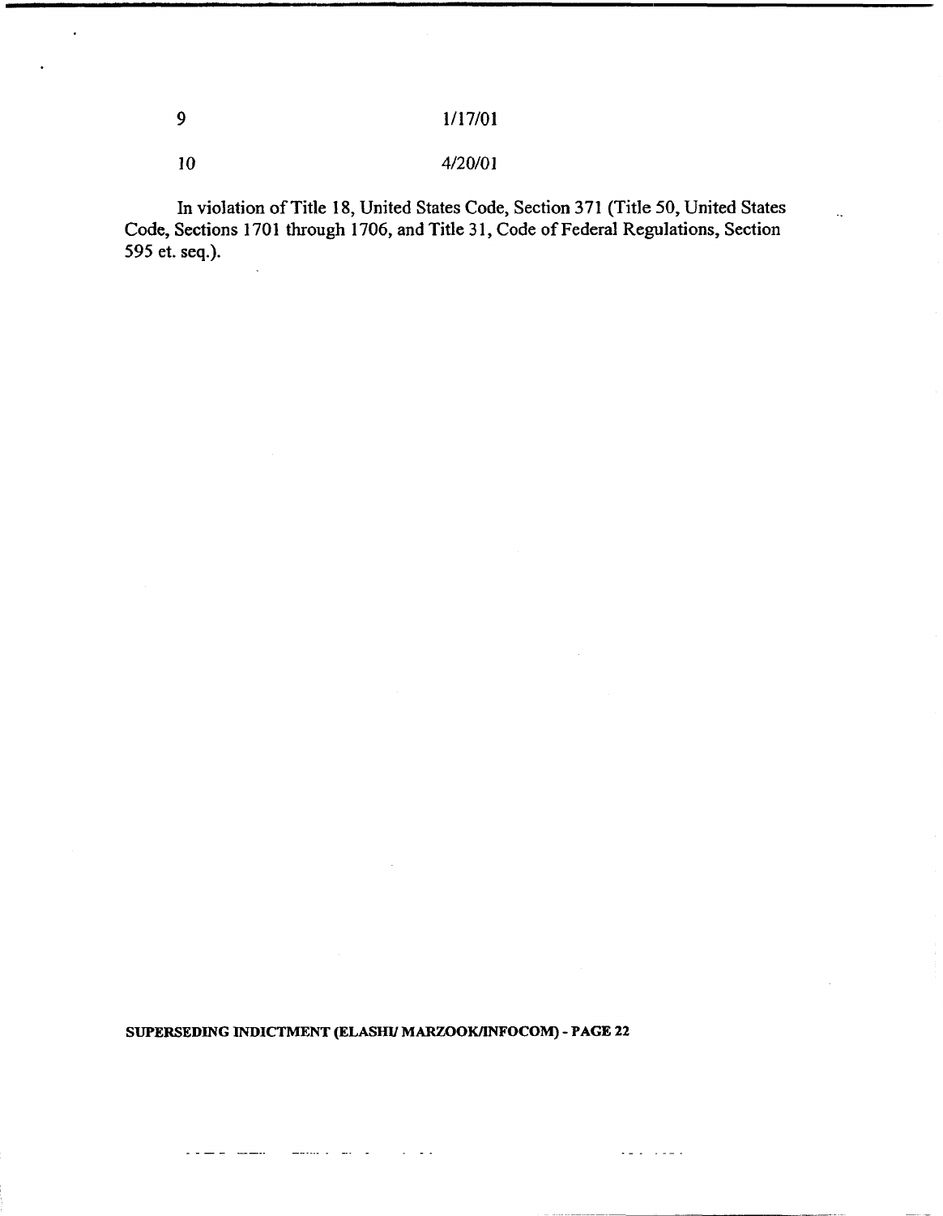| | |
|---|---|
| 9 | 1/17/01 |
| 10 | 4/20/01 |

In violation of Title 18, United States Code, Section 371 (Title 50, United States Code, Sections 1701 through 1706, and Title 31, Code of Federal Regulations, Section 595 et. seq.).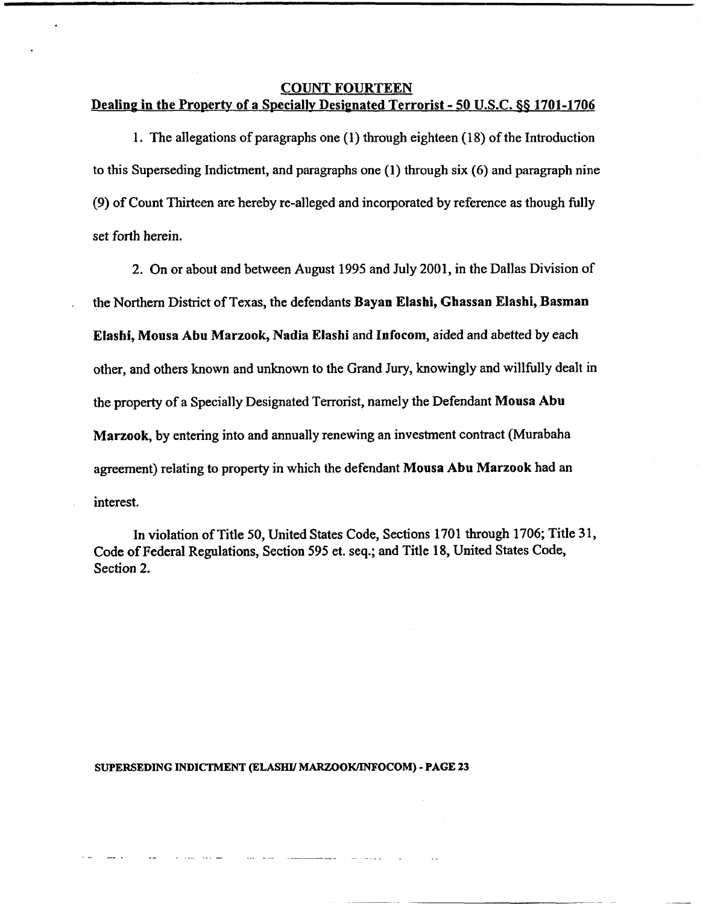## COUNT FOURTEEN

## Dealing in the Property of a Specially Designated Terrorist - 50 U.S.C. §§ 1701-1706

1. The allegations of paragraphs one (1) through eighteen (18) of the Introduction to this Superseding Indictment, and paragraphs one (1) through six (6) and paragraph nine (9) of Count Thirteen are hereby re-alleged and incorporated by reference as though fully set forth herein.

2. On or about and between August 1995 and July 2001, in the Dallas Division of the Northern District of Texas, the defendants **Bayan Elashi, Ghassan Elashi, Basman Elashi, Mousa Abu Marzook, Nadia Elashi** and **Infocom**, aided and abetted by each other, and others known and unknown to the Grand Jury, knowingly and willfully dealt in the property of a Specially Designated Terrorist, namely the Defendant **Mousa Abu Marzook**, by entering into and annually renewing an investment contract (Murabaha agreement) relating to property in which the defendant **Mousa Abu Marzook** had an interest.

In violation of Title 50, United States Code, Sections 1701 through 1706; Title 31, Code of Federal Regulations, Section 595 et. seq.; and Title 18, United States Code, Section 2.

**SUPERSEDING INDICTMENT (ELASHI/ MARZOOK/INFOCOM) - PAGE 23**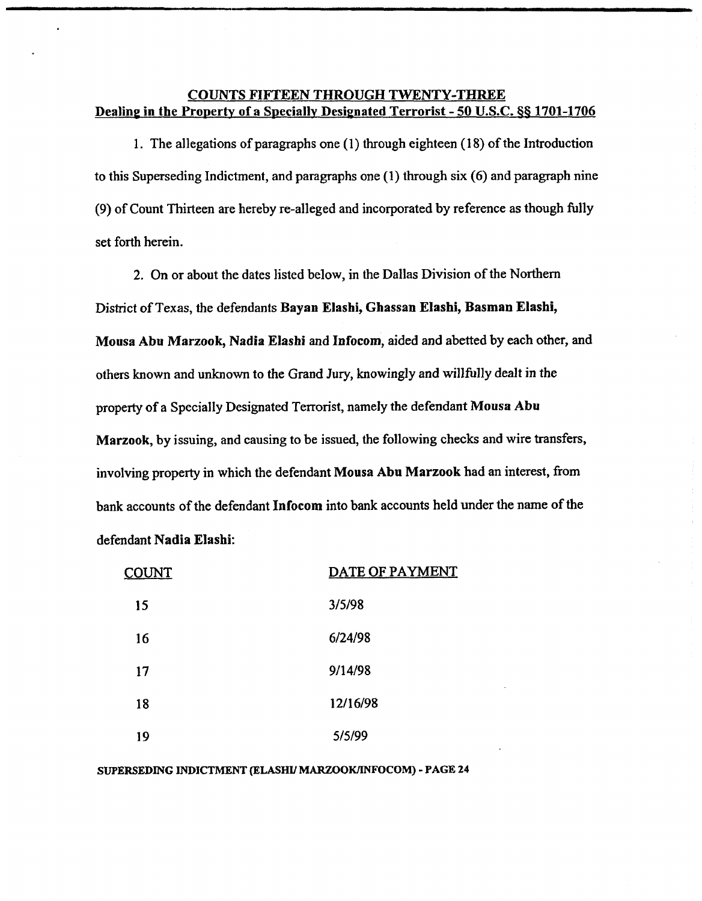## COUNTS FIFTEEN THROUGH TWENTY-THREE
## Dealing in the Property of a Specially Designated Terrorist - 50 U.S.C. §§ 1701-1706

1. The allegations of paragraphs one (1) through eighteen (18) of the Introduction to this Superseding Indictment, and paragraphs one (1) through six (6) and paragraph nine (9) of Count Thirteen are hereby re-alleged and incorporated by reference as though fully set forth herein.

2. On or about the dates listed below, in the Dallas Division of the Northern District of Texas, the defendants **Bayan Elashi, Ghassan Elashi, Basman Elashi, Mousa Abu Marzook, Nadia Elashi** and **Infocom**, aided and abetted by each other, and others known and unknown to the Grand Jury, knowingly and willfully dealt in the property of a Specially Designated Terrorist, namely the defendant **Mousa Abu Marzook**, by issuing, and causing to be issued, the following checks and wire transfers, involving property in which the defendant **Mousa Abu Marzook** had an interest, from bank accounts of the defendant **Infocom** into bank accounts held under the name of the defendant **Nadia Elashi**:

| COUNT | DATE OF PAYMENT |
|---|---|
| 15 | 3/5/98 |
| 16 | 6/24/98 |
| 17 | 9/14/98 |
| 18 | 12/16/98 |
| 19 | 5/5/99 |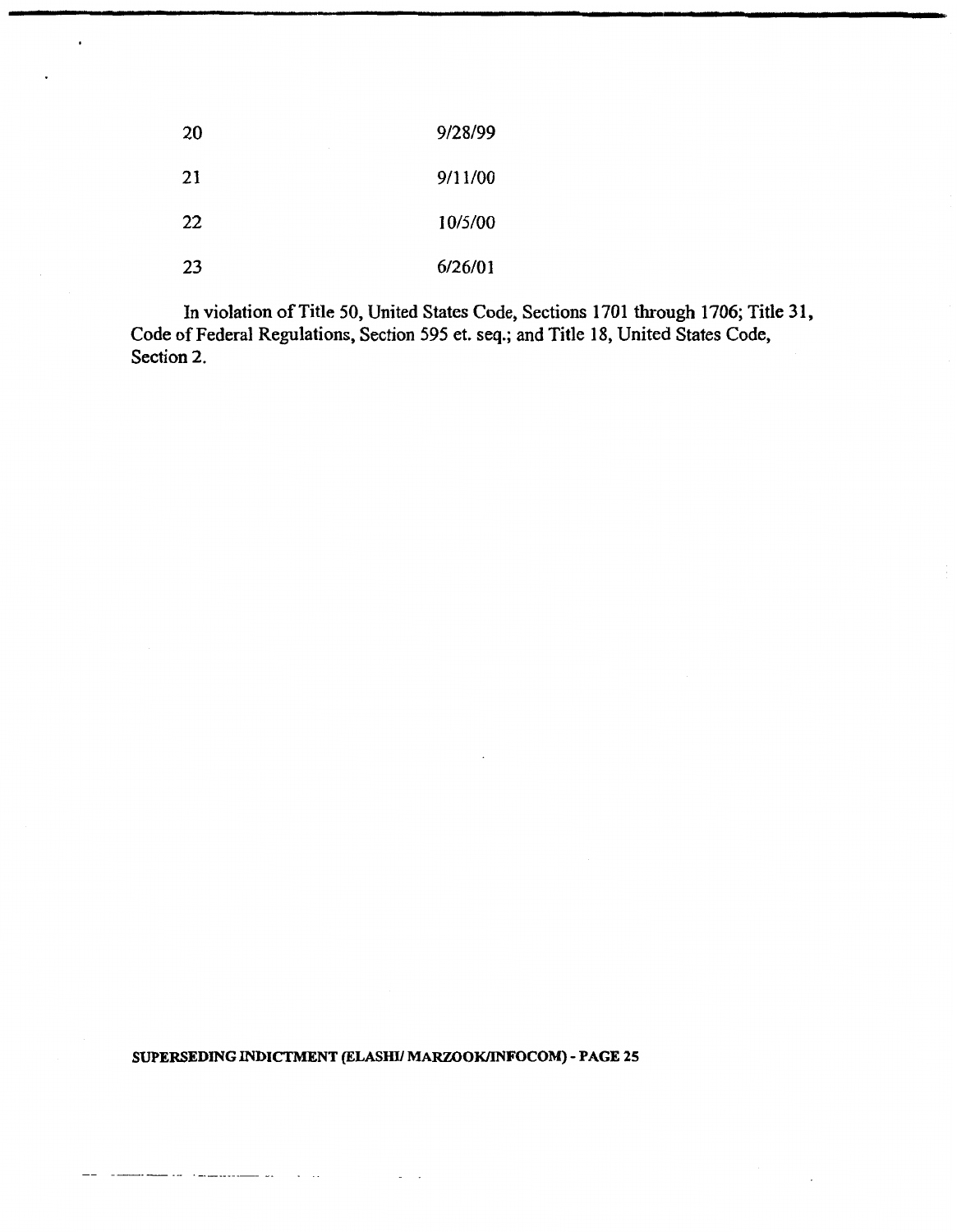| | |
|---|---|
| 20 | 9/28/99 |
| 21 | 9/11/00 |
| 22 | 10/5/00 |
| 23 | 6/26/01 |

In violation of Title 50, United States Code, Sections 1701 through 1706; Title 31, Code of Federal Regulations, Section 595 et. seq.; and Title 18, United States Code, Section 2.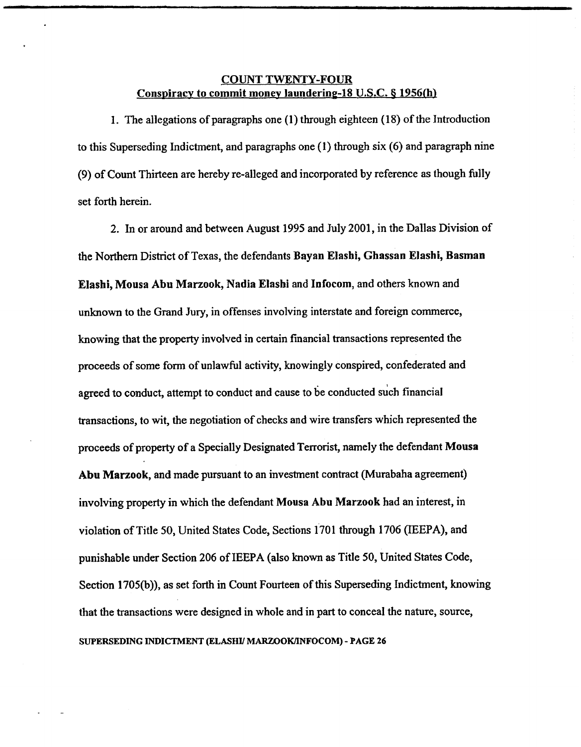## COUNT TWENTY-FOUR
## Conspiracy to commit money laundering-18 U.S.C. § 1956(h)

1. The allegations of paragraphs one (1) through eighteen (18) of the Introduction to this Superseding Indictment, and paragraphs one (1) through six (6) and paragraph nine (9) of Count Thirteen are hereby re-alleged and incorporated by reference as though fully set forth herein.

2. In or around and between August 1995 and July 2001, in the Dallas Division of the Northern District of Texas, the defendants **Bayan Elashi, Ghassan Elashi, Basman Elashi, Mousa Abu Marzook, Nadia Elashi** and **Infocom**, and others known and unknown to the Grand Jury, in offenses involving interstate and foreign commerce, knowing that the property involved in certain financial transactions represented the proceeds of some form of unlawful activity, knowingly conspired, confederated and agreed to conduct, attempt to conduct and cause to be conducted such financial transactions, to wit, the negotiation of checks and wire transfers which represented the proceeds of property of a Specially Designated Terrorist, namely the defendant **Mousa Abu Marzook**, and made pursuant to an investment contract (Murabaha agreement) involving property in which the defendant **Mousa Abu Marzook** had an interest, in violation of Title 50, United States Code, Sections 1701 through 1706 (IEEPA), and punishable under Section 206 of IEEPA (also known as Title 50, United States Code, Section 1705(b)), as set forth in Count Fourteen of this Superseding Indictment, knowing that the transactions were designed in whole and in part to conceal the nature, source,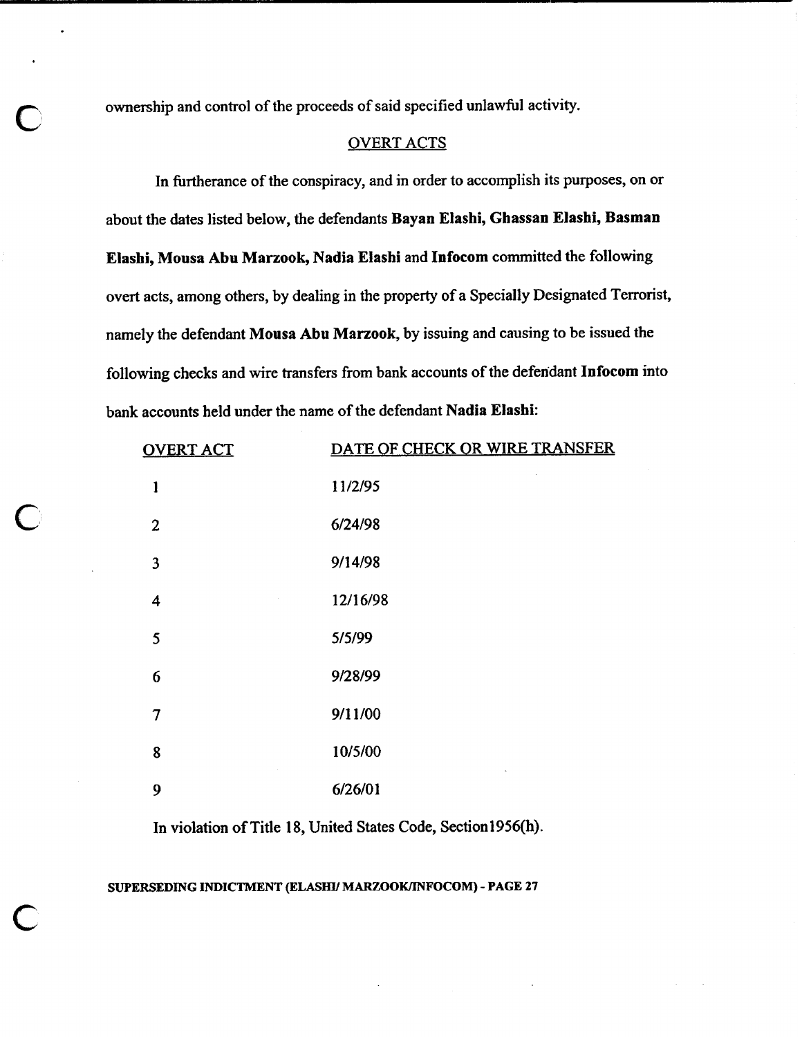ownership and control of the proceeds of said specified unlawful activity.

## OVERT ACTS

In furtherance of the conspiracy, and in order to accomplish its purposes, on or about the dates listed below, the defendants **Bayan Elashi, Ghassan Elashi, Basman Elashi, Mousa Abu Marzook, Nadia Elashi** and **Infocom** committed the following overt acts, among others, by dealing in the property of a Specially Designated Terrorist, namely the defendant **Mousa Abu Marzook**, by issuing and causing to be issued the following checks and wire transfers from bank accounts of the defendant **Infocom** into bank accounts held under the name of the defendant **Nadia Elashi**:

| OVERT ACT | DATE OF CHECK OR WIRE TRANSFER |
|---|---|
| 1 | 11/2/95 |
| 2 | 6/24/98 |
| 3 | 9/14/98 |
| 4 | 12/16/98 |
| 5 | 5/5/99 |
| 6 | 9/28/99 |
| 7 | 9/11/00 |
| 8 | 10/5/00 |
| 9 | 6/26/01 |

In violation of Title 18, United States Code, Section1956(h).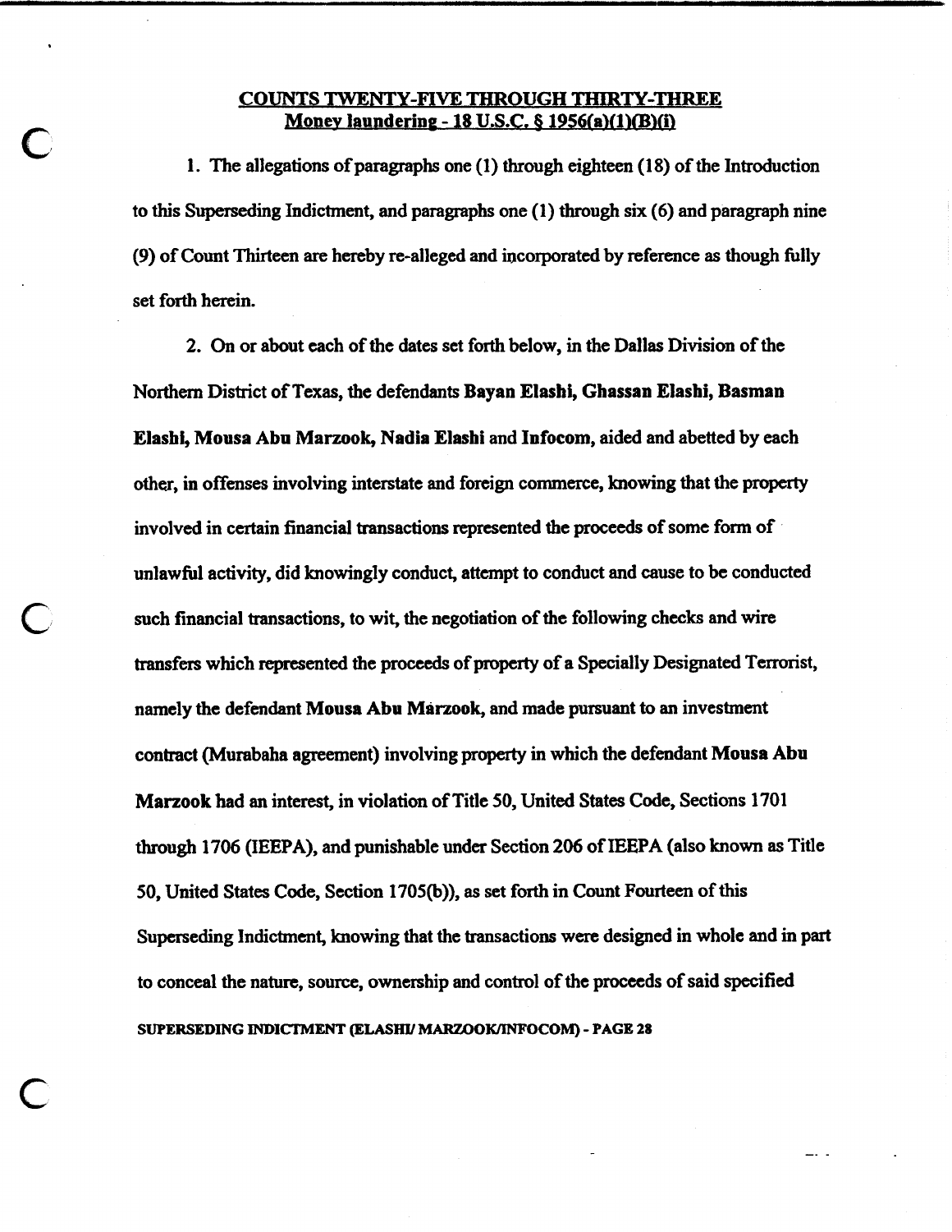**COUNTS TWENTY-FIVE THROUGH THIRTY-THREE**
**Money laundering - 18 U.S.C. § 1956(a)(1)(B)(i)**

1. The allegations of paragraphs one (1) through eighteen (18) of the Introduction to this Superseding Indictment, and paragraphs one (1) through six (6) and paragraph nine (9) of Count Thirteen are hereby re-alleged and incorporated by reference as though fully set forth herein.

2. On or about each of the dates set forth below, in the Dallas Division of the Northern District of Texas, the defendants **Bayan Elashi, Ghassan Elashi, Basman Elashi, Mousa Abu Marzook, Nadia Elashi** and **Infocom**, aided and abetted by each other, in offenses involving interstate and foreign commerce, knowing that the property involved in certain financial transactions represented the proceeds of some form of unlawful activity, did knowingly conduct, attempt to conduct and cause to be conducted such financial transactions, to wit, the negotiation of the following checks and wire transfers which represented the proceeds of property of a Specially Designated Terrorist, namely the defendant **Mousa Abu Marzook**, and made pursuant to an investment contract (Murabaha agreement) involving property in which the defendant **Mousa Abu Marzook** had an interest, in violation of Title 50, United States Code, Sections 1701 through 1706 (IEEPA), and punishable under Section 206 of IEEPA (also known as Title 50, United States Code, Section 1705(b)), as set forth in Count Fourteen of this Superseding Indictment, knowing that the transactions were designed in whole and in part to conceal the nature, source, ownership and control of the proceeds of said specified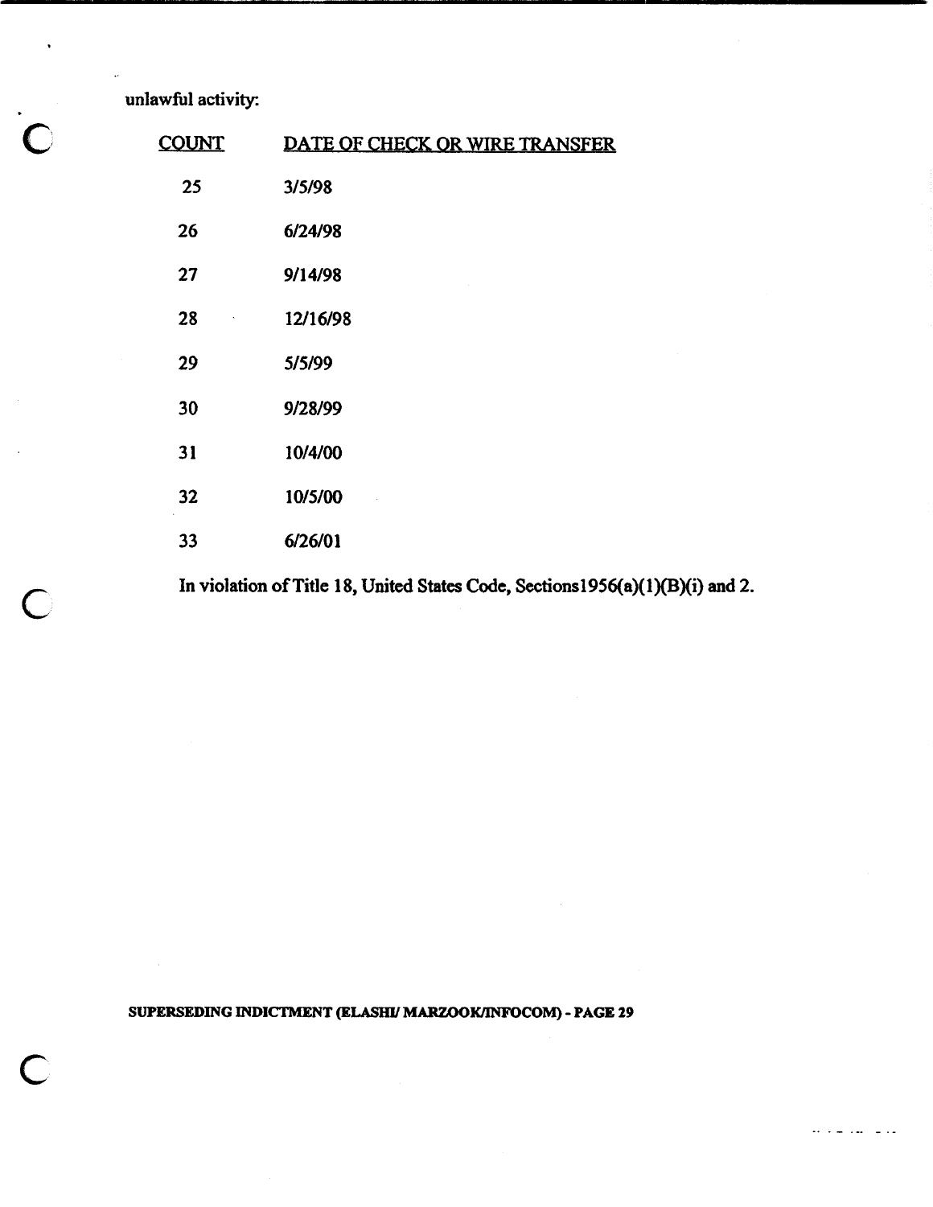unlawful activity:

| COUNT | DATE OF CHECK OR WIRE TRANSFER |
|---|---|
| 25 | 3/5/98 |
| 26 | 6/24/98 |
| 27 | 9/14/98 |
| 28 | 12/16/98 |
| 29 | 5/5/99 |
| 30 | 9/28/99 |
| 31 | 10/4/00 |
| 32 | 10/5/00 |
| 33 | 6/26/01 |

In violation of Title 18, United States Code, Sections1956(a)(1)(B)(i) and 2.

**SUPERSEDING INDICTMENT (ELASHI/ MARZOOK/INFOCOM) - PAGE 29**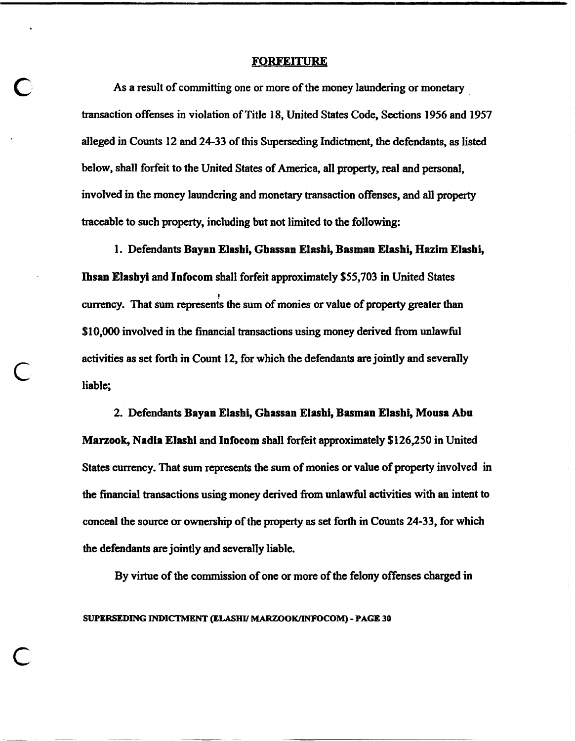## FORFEITURE

As a result of committing one or more of the money laundering or monetary transaction offenses in violation of Title 18, United States Code, Sections 1956 and 1957 alleged in Counts 12 and 24-33 of this Superseding Indictment, the defendants, as listed below, shall forfeit to the United States of America, all property, real and personal, involved in the money laundering and monetary transaction offenses, and all property traceable to such property, including but not limited to the following:

1. Defendants **Bayan Elashi, Ghassan Elashi, Basman Elashi, Hazim Elashi, Ihsan Elashyi** and **Infocom** shall forfeit approximately $55,703 in United States currency. That sum represents the sum of monies or value of property greater than $10,000 involved in the financial transactions using money derived from unlawful activities as set forth in Count 12, for which the defendants are jointly and severally liable;

2. Defendants **Bayan Elashi, Ghassan Elashi, Basman Elashi, Mousa Abu Marzook, Nadia Elashi** and **Infocom** shall forfeit approximately $126,250 in United States currency. That sum represents the sum of monies or value of property involved in the financial transactions using money derived from unlawful activities with an intent to conceal the source or ownership of the property as set forth in Counts 24-33, for which the defendants are jointly and severally liable.

By virtue of the commission of one or more of the felony offenses charged in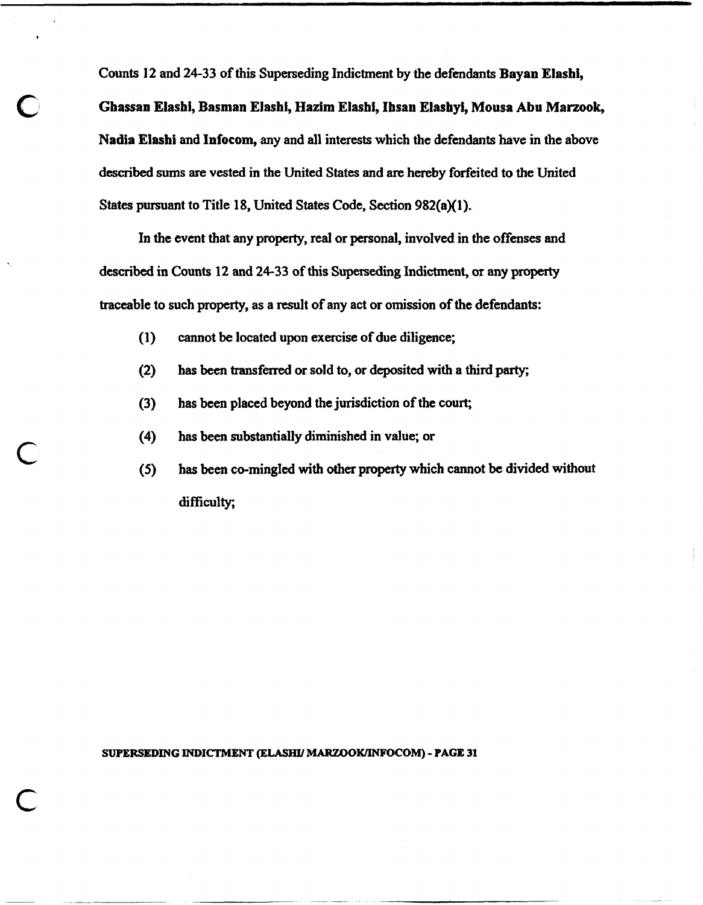Counts 12 and 24-33 of this Superseding Indictment by the defendants **Bayan Elashi, Ghassan Elashi, Basman Elashi, Hazim Elashi, Ihsan Elashyi, Mousa Abu Marzook, Nadia Elashi** and **Infocom,** any and all interests which the defendants have in the above described sums are vested in the United States and are hereby forfeited to the United States pursuant to Title 18, United States Code, Section 982(a)(1).

In the event that any property, real or personal, involved in the offenses and described in Counts 12 and 24-33 of this Superseding Indictment, or any property traceable to such property, as a result of any act or omission of the defendants:

(1) cannot be located upon exercise of due diligence;

(2) has been transferred or sold to, or deposited with a third party;

(3) has been placed beyond the jurisdiction of the court;

(4) has been substantially diminished in value; or

(5) has been co-mingled with other property which cannot be divided without difficulty;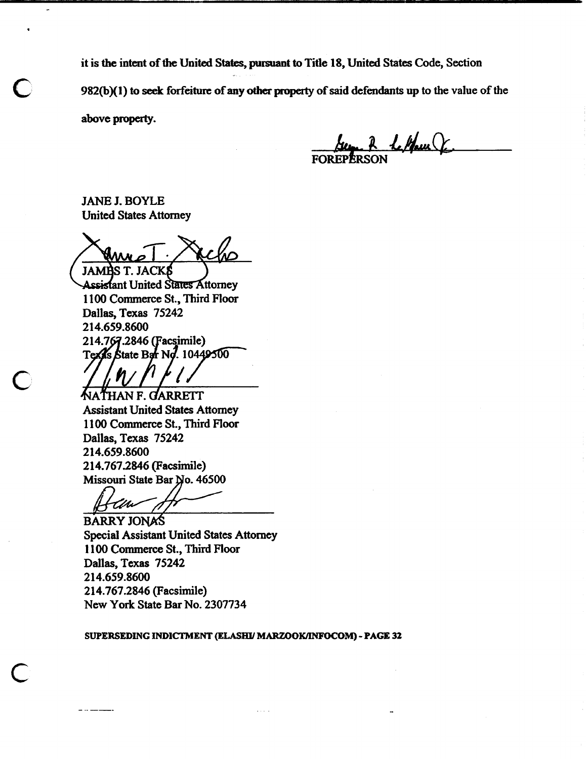it is the intent of the United States, pursuant to Title 18, United States Code, Section 982(b)(1) to seek forfeiture of any other property of said defendants up to the value of the above property.

FOREPERSON

JANE J. BOYLE
United States Attorney

JAMES T. JACKS
Assistant United States Attorney
1100 Commerce St., Third Floor
Dallas, Texas 75242
214.659.8600
214.767.2846 (Facsimile)
Texas State Bar No. 10449500

NATHAN F. GARRETT
Assistant United States Attorney
1100 Commerce St., Third Floor
Dallas, Texas 75242
214.659.8600
214.767.2846 (Facsimile)
Missouri State Bar No. 46500

BARRY JONAS
Special Assistant United States Attorney
1100 Commerce St., Third Floor
Dallas, Texas 75242
214.659.8600
214.767.2846 (Facsimile)
New York State Bar No. 2307734

SUPERSEDING INDICTMENT (ELASHI/ MARZOOK/INFOCOM) - PAGE 32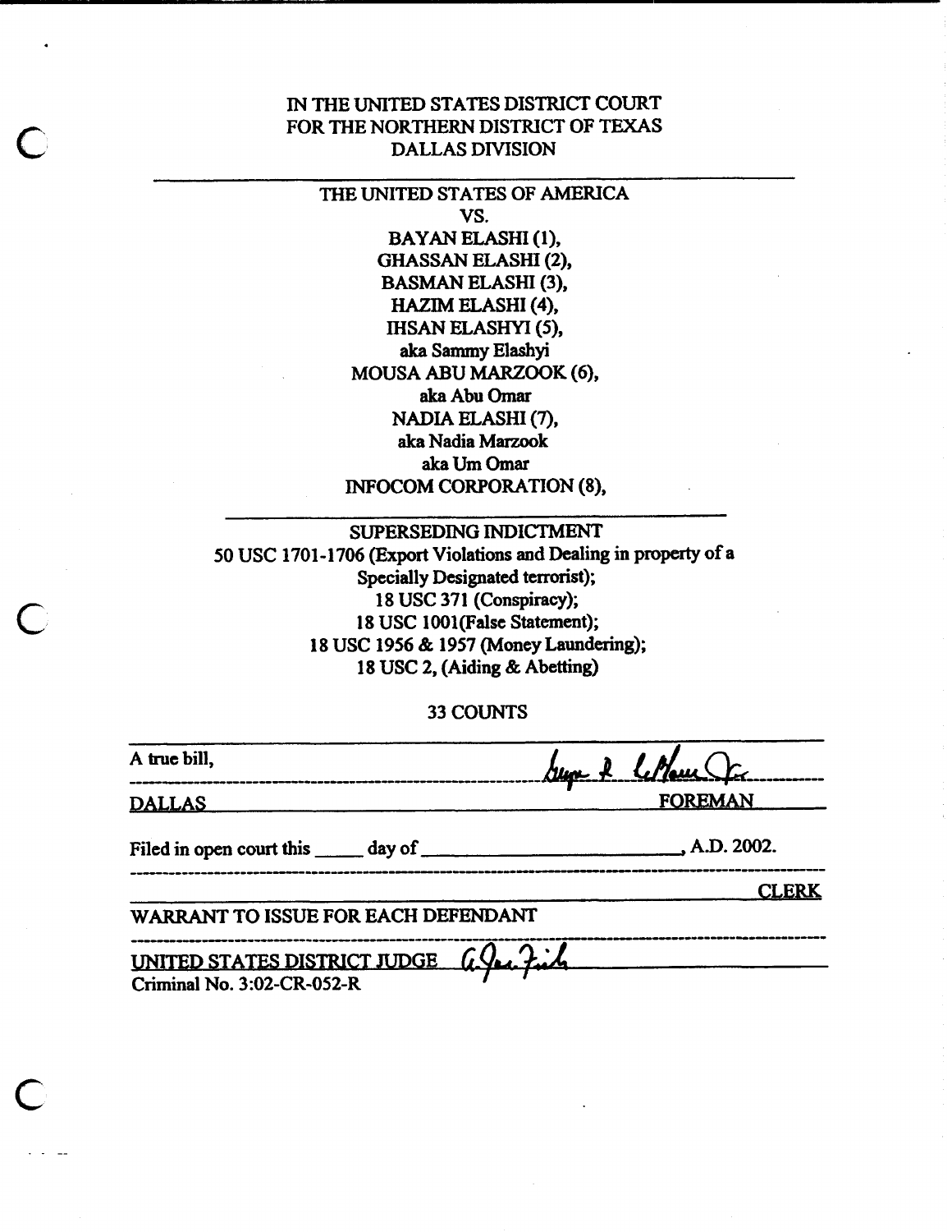IN THE UNITED STATES DISTRICT COURT
FOR THE NORTHERN DISTRICT OF TEXAS
DALLAS DIVISION

---

THE UNITED STATES OF AMERICA
VS.
BAYAN ELASHI (1),
GHASSAN ELASHI (2),
BASMAN ELASHI (3),
HAZIM ELASHI (4),
IHSAN ELASHYI (5),
aka Sammy Elashyi
MOUSA ABU MARZOOK (6),
aka Abu Omar
NADIA ELASHI (7),
aka Nadia Marzook
aka Um Omar
INFOCOM CORPORATION (8),

---

SUPERSEDING INDICTMENT
50 USC 1701-1706 (Export Violations and Dealing in property of a Specially Designated terrorist);
18 USC 371 (Conspiracy);
18 USC 1001(False Statement);
18 USC 1956 & 1957 (Money Laundering);
18 USC 2, (Aiding & Abetting)

33 COUNTS

A true bill, ______________________________ [signature]

DALLAS FOREMAN

Filed in open court this _____ day of ___________________________, A.D. 2002.

_______________________________________________ CLERK

WARRANT TO ISSUE FOR EACH DEFENDANT

UNITED STATES DISTRICT JUDGE [signature]

Criminal No. 3:02-CR-052-R